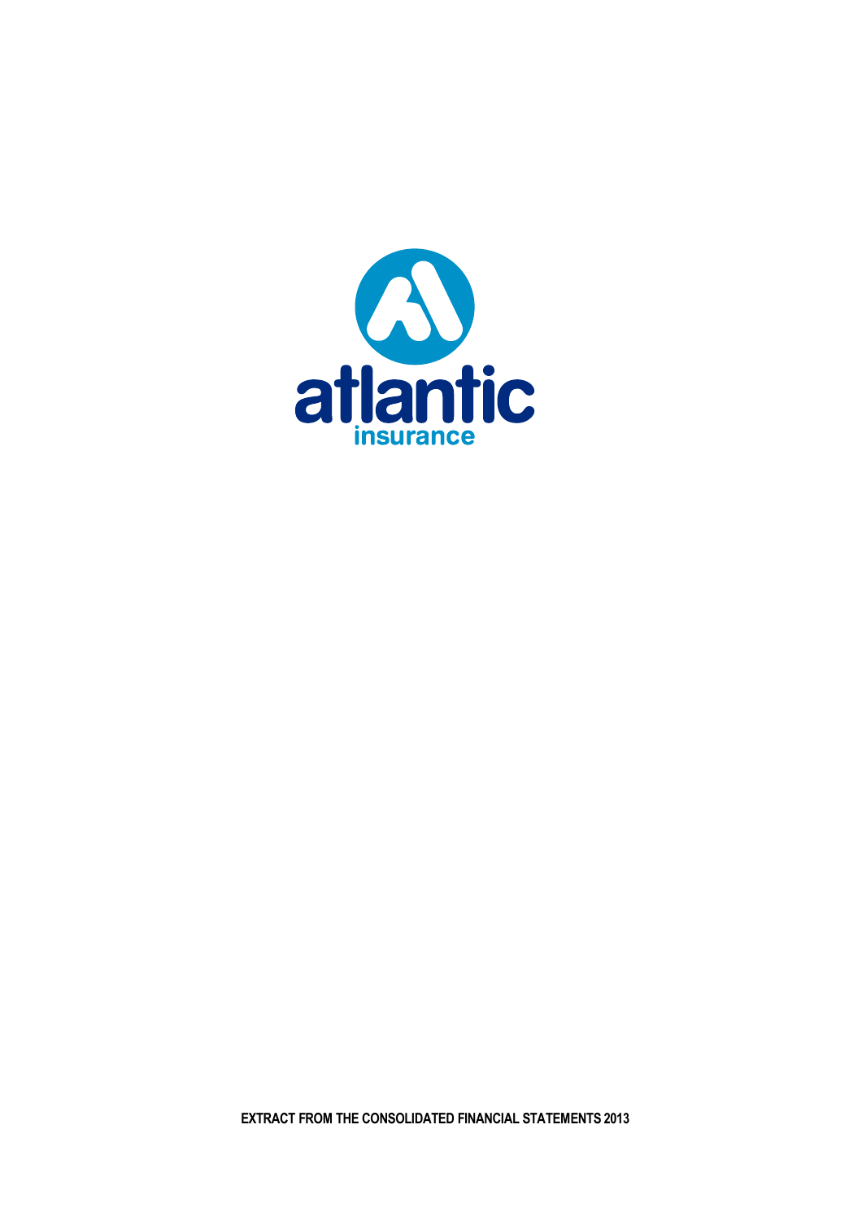atlantic

insurance

**EXTRACT FROM THE CONSOLIDATED FINANCIAL STATEMENTS 2013**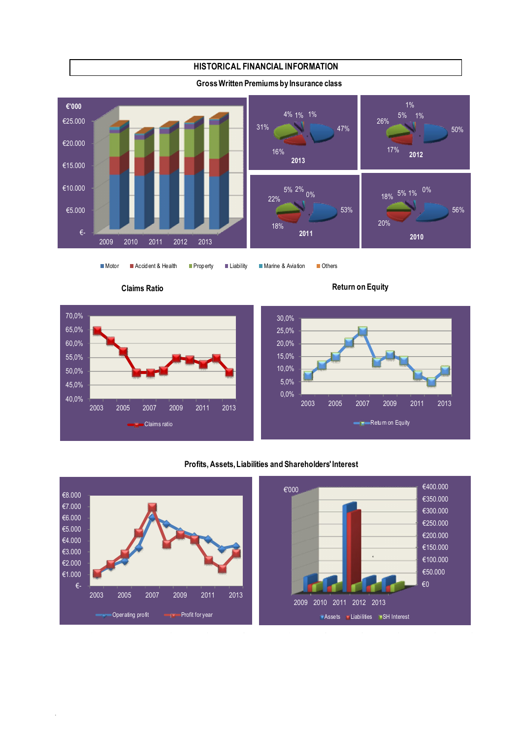# HISTORICAL FINANCIAL INFORMATION

## Gross Written Premiums by Insurance class

€'000

€25.000
€20.000
€15.000
€10.000
€5.000
€-

2009 2010 2011 2012 2013

2013: 47%, 16%, 31%, 4%, 1%, 1%

2012: 50%, 17%, 26%, 5%, 1%, 1%

2011: 53%, 18%, 22%, 5%, 2%, 0%

2010: 56%, 20%, 18%, 5%, 1%, 0%

Motor | Accident & Health | Property | Liability | Marine & Aviation | Others

## Claims Ratio

70,0% 65,0% 60,0% 55,0% 50,0% 45,0% 40,0%

2003 2005 2007 2009 2011 2013

Claims ratio

## Return on Equity

30,0% 25,0% 20,0% 15,0% 10,0% 5,0% 0,0%

2003 2005 2007 2009 2011 2013

Return on Equity

## Profits, Assets, Liabilities and Shareholders' Interest

€8.000 €7.000 €6.000 €5.000 €4.000 €3.000 €2.000 €1.000 €-

2003 2005 2007 2009 2011 2013

Operating profit | Profit for year

€'000

€400.000 €350.000 €300.000 €250.000 €200.000 €150.000 €100.000 €50.000 €0

2009 2010 2011 2012 2013

Assets | Liabilities | SH Interest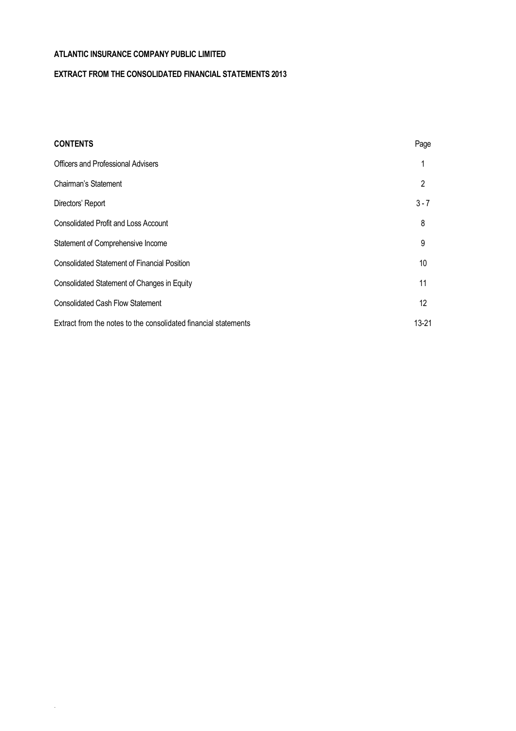**ATLANTIC INSURANCE COMPANY PUBLIC LIMITED**

**EXTRACT FROM THE CONSOLIDATED FINANCIAL STATEMENTS 2013**

| **CONTENTS** | Page |
|---|---|
| Officers and Professional Advisers | 1 |
| Chairman's Statement | 2 |
| Directors' Report | 3 - 7 |
| Consolidated Profit and Loss Account | 8 |
| Statement of Comprehensive Income | 9 |
| Consolidated Statement of Financial Position | 10 |
| Consolidated Statement of Changes in Equity | 11 |
| Consolidated Cash Flow Statement | 12 |
| Extract from the notes to the consolidated financial statements | 13-21 |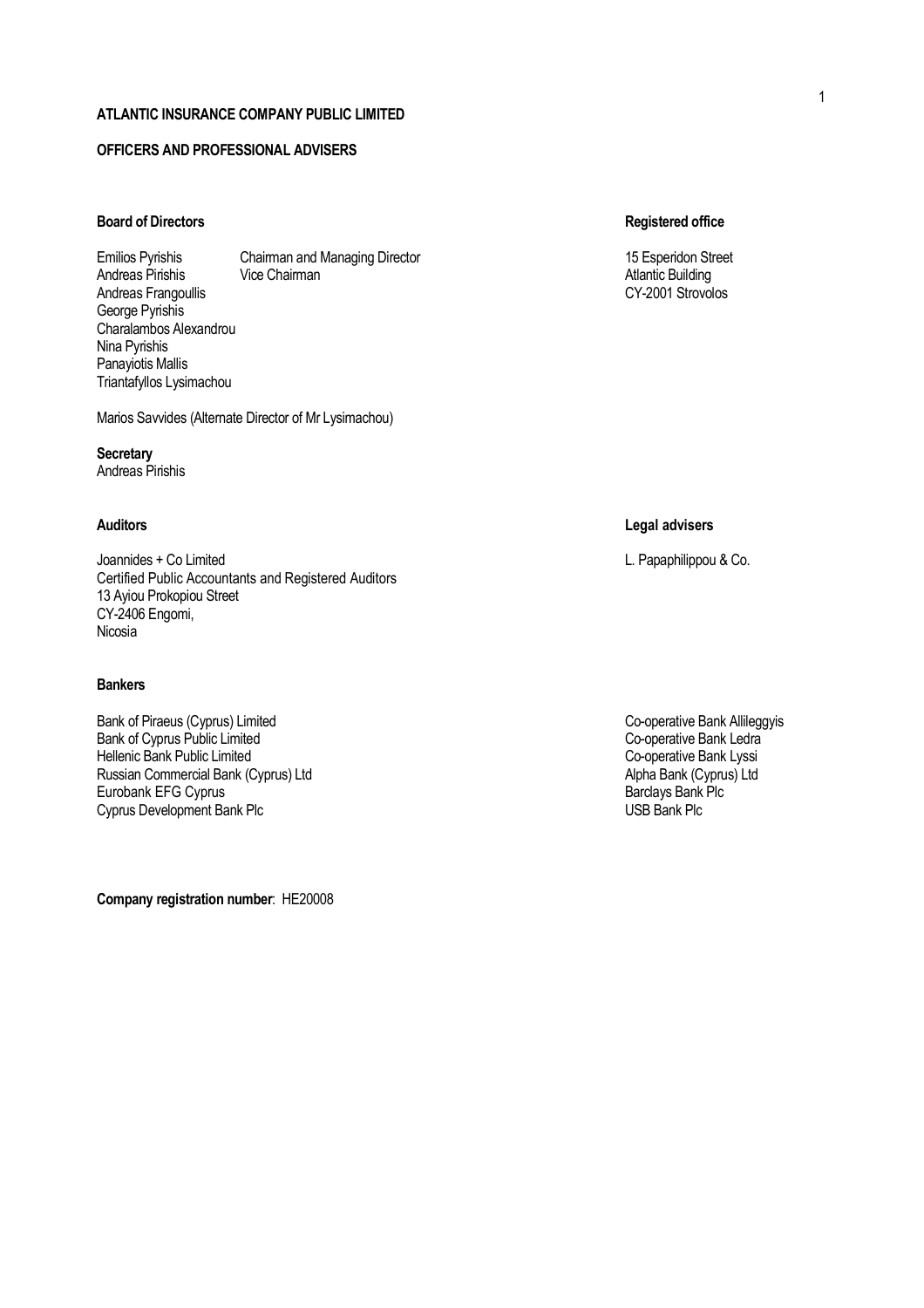**ATLANTIC INSURANCE COMPANY PUBLIC LIMITED**

**OFFICERS AND PROFESSIONAL ADVISERS**

**Board of Directors**

| | |
|---|---|
| Emilios Pyrishis | Chairman and Managing Director |
| Andreas Pirishis | Vice Chairman |
| Andreas Frangoullis | |
| George Pyrishis | |
| Charalambos Alexandrou | |
| Nina Pyrishis | |
| Panayiotis Mallis | |
| Triantafyllos Lysimachou | |

Marios Savvides (Alternate Director of Mr Lysimachou)

**Registered office**

15 Esperidon Street
Atlantic Building
CY-2001 Strovolos

**Secretary**
Andreas Pirishis

**Auditors**

Joannides + Co Limited
Certified Public Accountants and Registered Auditors
13 Ayiou Prokopiou Street
CY-2406 Engomi,
Nicosia

**Legal advisers**

L. Papaphilippou & Co.

**Bankers**

Bank of Piraeus (Cyprus) Limited
Bank of Cyprus Public Limited
Hellenic Bank Public Limited
Russian Commercial Bank (Cyprus) Ltd
Eurobank EFG Cyprus
Cyprus Development Bank Plc
Co-operative Bank Allileggyis
Co-operative Bank Ledra
Co-operative Bank Lyssi
Alpha Bank (Cyprus) Ltd
Barclays Bank Plc
USB Bank Plc

**Company registration number**: HE20008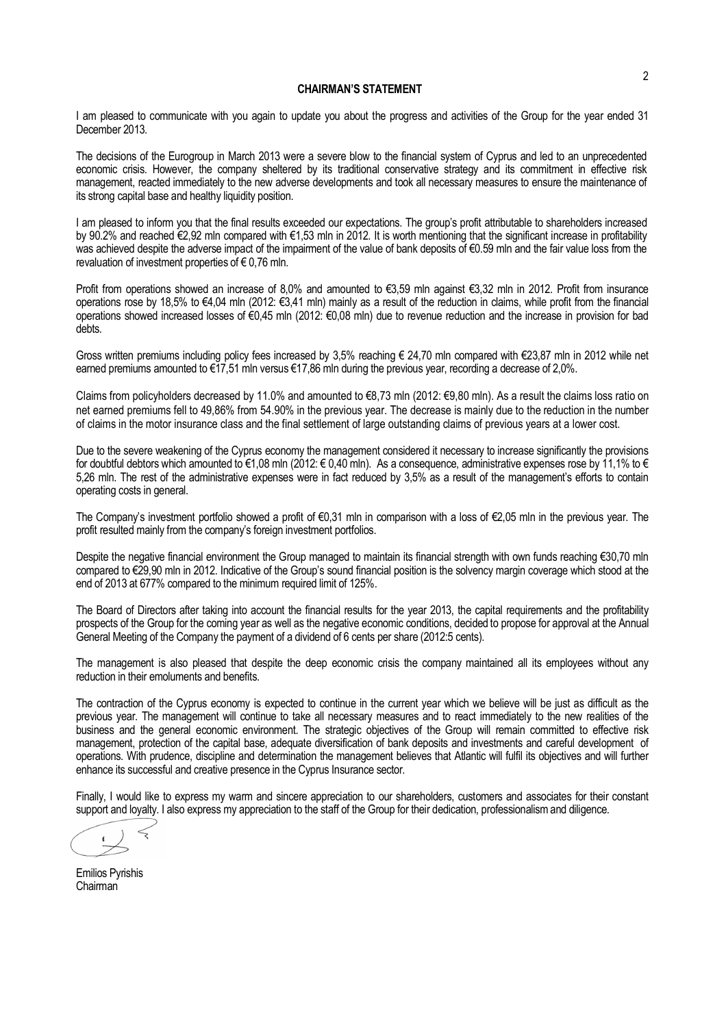## CHAIRMAN'S STATEMENT

I am pleased to communicate with you again to update you about the progress and activities of the Group for the year ended 31 December 2013.

The decisions of the Eurogroup in March 2013 were a severe blow to the financial system of Cyprus and led to an unprecedented economic crisis. However, the company sheltered by its traditional conservative strategy and its commitment in effective risk management, reacted immediately to the new adverse developments and took all necessary measures to ensure the maintenance of its strong capital base and healthy liquidity position.

I am pleased to inform you that the final results exceeded our expectations. The group's profit attributable to shareholders increased by 90.2% and reached €2,92 mln compared with €1,53 mln in 2012. It is worth mentioning that the significant increase in profitability was achieved despite the adverse impact of the impairment of the value of bank deposits of €0.59 mln and the fair value loss from the revaluation of investment properties of € 0,76 mln.

Profit from operations showed an increase of 8,0% and amounted to €3,59 mln against €3,32 mln in 2012. Profit from insurance operations rose by 18,5% to €4,04 mln (2012: €3,41 mln) mainly as a result of the reduction in claims, while profit from the financial operations showed increased losses of €0,45 mln (2012: €0,08 mln) due to revenue reduction and the increase in provision for bad debts.

Gross written premiums including policy fees increased by 3,5% reaching € 24,70 mln compared with €23,87 mln in 2012 while net earned premiums amounted to €17,51 mln versus €17,86 mln during the previous year, recording a decrease of 2,0%.

Claims from policyholders decreased by 11.0% and amounted to €8,73 mln (2012: €9,80 mln). As a result the claims loss ratio on net earned premiums fell to 49,86% from 54.90% in the previous year. The decrease is mainly due to the reduction in the number of claims in the motor insurance class and the final settlement of large outstanding claims of previous years at a lower cost.

Due to the severe weakening of the Cyprus economy the management considered it necessary to increase significantly the provisions for doubtful debtors which amounted to €1,08 mln (2012: € 0,40 mln). As a consequence, administrative expenses rose by 11,1% to € 5,26 mln. The rest of the administrative expenses were in fact reduced by 3,5% as a result of the management's efforts to contain operating costs in general.

The Company's investment portfolio showed a profit of €0,31 mln in comparison with a loss of €2,05 mln in the previous year. The profit resulted mainly from the company's foreign investment portfolios.

Despite the negative financial environment the Group managed to maintain its financial strength with own funds reaching €30,70 mln compared to €29,90 mln in 2012. Indicative of the Group's sound financial position is the solvency margin coverage which stood at the end of 2013 at 677% compared to the minimum required limit of 125%.

The Board of Directors after taking into account the financial results for the year 2013, the capital requirements and the profitability prospects of the Group for the coming year as well as the negative economic conditions, decided to propose for approval at the Annual General Meeting of the Company the payment of a dividend of 6 cents per share (2012:5 cents).

The management is also pleased that despite the deep economic crisis the company maintained all its employees without any reduction in their emoluments and benefits.

The contraction of the Cyprus economy is expected to continue in the current year which we believe will be just as difficult as the previous year. The management will continue to take all necessary measures and to react immediately to the new realities of the business and the general economic environment. The strategic objectives of the Group will remain committed to effective risk management, protection of the capital base, adequate diversification of bank deposits and investments and careful development of operations. With prudence, discipline and determination the management believes that Atlantic will fulfil its objectives and will further enhance its successful and creative presence in the Cyprus Insurance sector.

Finally, I would like to express my warm and sincere appreciation to our shareholders, customers and associates for their constant support and loyalty. I also express my appreciation to the staff of the Group for their dedication, professionalism and diligence.

Emilios Pyrishis
Chairman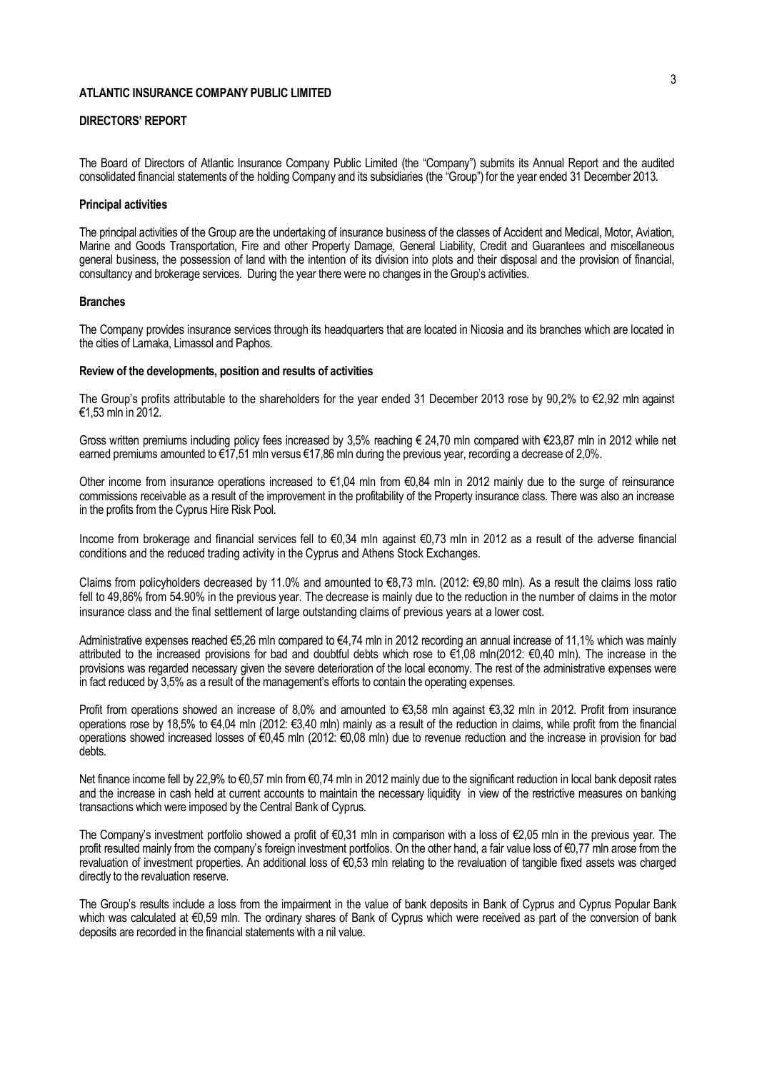**ATLANTIC INSURANCE COMPANY PUBLIC LIMITED**

**DIRECTORS' REPORT**

The Board of Directors of Atlantic Insurance Company Public Limited (the "Company") submits its Annual Report and the audited consolidated financial statements of the holding Company and its subsidiaries (the "Group") for the year ended 31 December 2013.

**Principal activities**

The principal activities of the Group are the undertaking of insurance business of the classes of Accident and Medical, Motor, Aviation, Marine and Goods Transportation, Fire and other Property Damage, General Liability, Credit and Guarantees and miscellaneous general business, the possession of land with the intention of its division into plots and their disposal and the provision of financial, consultancy and brokerage services. During the year there were no changes in the Group's activities.

**Branches**

The Company provides insurance services through its headquarters that are located in Nicosia and its branches which are located in the cities of Larnaka, Limassol and Paphos.

**Review of the developments, position and results of activities**

The Group's profits attributable to the shareholders for the year ended 31 December 2013 rose by 90,2% to €2,92 mln against €1,53 mln in 2012.

Gross written premiums including policy fees increased by 3,5% reaching € 24,70 mln compared with €23,87 mln in 2012 while net earned premiums amounted to €17,51 mln versus €17,86 mln during the previous year, recording a decrease of 2,0%.

Other income from insurance operations increased to €1,04 mln from €0,84 mln in 2012 mainly due to the surge of reinsurance commissions receivable as a result of the improvement in the profitability of the Property insurance class. There was also an increase in the profits from the Cyprus Hire Risk Pool.

Income from brokerage and financial services fell to €0,34 mln against €0,73 mln in 2012 as a result of the adverse financial conditions and the reduced trading activity in the Cyprus and Athens Stock Exchanges.

Claims from policyholders decreased by 11.0% and amounted to €8,73 mln. (2012: €9,80 mln). As a result the claims loss ratio fell to 49,86% from 54.90% in the previous year. The decrease is mainly due to the reduction in the number of claims in the motor insurance class and the final settlement of large outstanding claims of previous years at a lower cost.

Administrative expenses reached €5,26 mln compared to €4,74 mln in 2012 recording an annual increase of 11,1% which was mainly attributed to the increased provisions for bad and doubtful debts which rose to €1,08 mln(2012: €0,40 mln). The increase in the provisions was regarded necessary given the severe deterioration of the local economy. The rest of the administrative expenses were in fact reduced by 3,5% as a result of the management's efforts to contain the operating expenses.

Profit from operations showed an increase of 8,0% and amounted to €3,58 mln against €3,32 mln in 2012. Profit from insurance operations rose by 18,5% to €4,04 mln (2012: €3,40 mln) mainly as a result of the reduction in claims, while profit from the financial operations showed increased losses of €0,45 mln (2012: €0,08 mln) due to revenue reduction and the increase in provision for bad debts.

Net finance income fell by 22,9% to €0,57 mln from €0,74 mln in 2012 mainly due to the significant reduction in local bank deposit rates and the increase in cash held at current accounts to maintain the necessary liquidity in view of the restrictive measures on banking transactions which were imposed by the Central Bank of Cyprus.

The Company's investment portfolio showed a profit of €0,31 mln in comparison with a loss of €2,05 mln in the previous year. The profit resulted mainly from the company's foreign investment portfolios. On the other hand, a fair value loss of €0,77 mln arose from the revaluation of investment properties. An additional loss of €0,53 mln relating to the revaluation of tangible fixed assets was charged directly to the revaluation reserve.

The Group's results include a loss from the impairment in the value of bank deposits in Bank of Cyprus and Cyprus Popular Bank which was calculated at €0,59 mln. The ordinary shares of Bank of Cyprus which were received as part of the conversion of bank deposits are recorded in the financial statements with a nil value.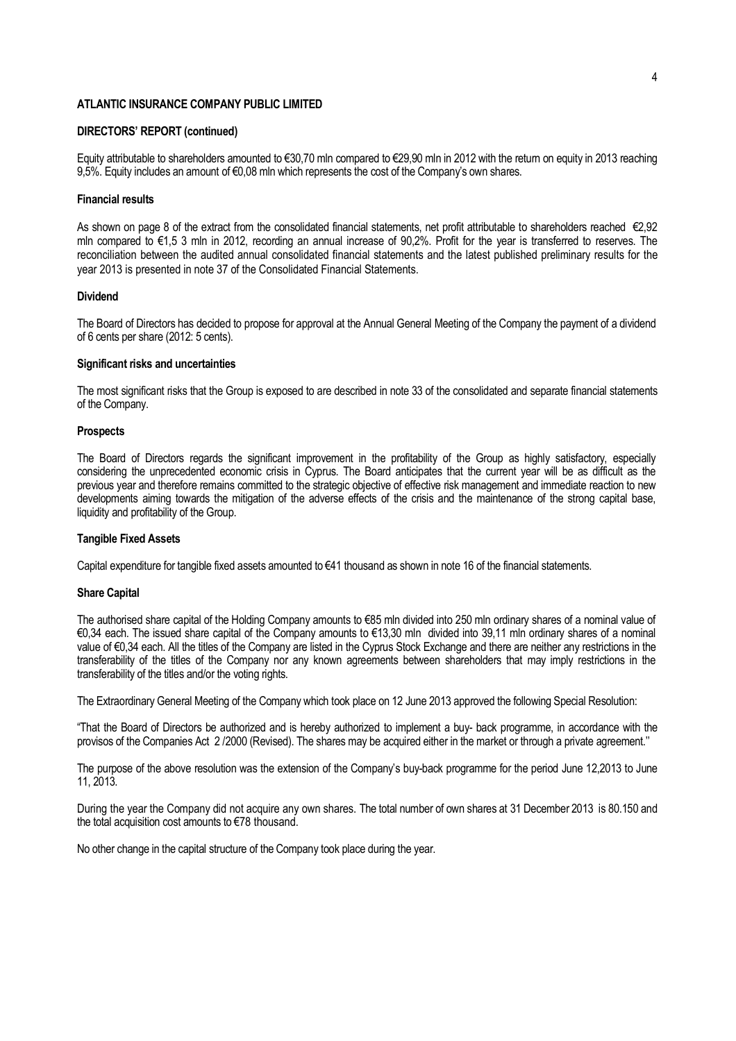**ATLANTIC INSURANCE COMPANY PUBLIC LIMITED**

**DIRECTORS' REPORT (continued)**

Equity attributable to shareholders amounted to €30,70 mln compared to €29,90 mln in 2012 with the return on equity in 2013 reaching 9,5%. Equity includes an amount of €0,08 mln which represents the cost of the Company's own shares.

**Financial results**

As shown on page 8 of the extract from the consolidated financial statements, net profit attributable to shareholders reached €2,92 mln compared to €1,5 3 mln in 2012, recording an annual increase of 90,2%. Profit for the year is transferred to reserves. The reconciliation between the audited annual consolidated financial statements and the latest published preliminary results for the year 2013 is presented in note 37 of the Consolidated Financial Statements.

**Dividend**

The Board of Directors has decided to propose for approval at the Annual General Meeting of the Company the payment of a dividend of 6 cents per share (2012: 5 cents).

**Significant risks and uncertainties**

The most significant risks that the Group is exposed to are described in note 33 of the consolidated and separate financial statements of the Company.

**Prospects**

The Board of Directors regards the significant improvement in the profitability of the Group as highly satisfactory, especially considering the unprecedented economic crisis in Cyprus. The Board anticipates that the current year will be as difficult as the previous year and therefore remains committed to the strategic objective of effective risk management and immediate reaction to new developments aiming towards the mitigation of the adverse effects of the crisis and the maintenance of the strong capital base, liquidity and profitability of the Group.

**Tangible Fixed Assets**

Capital expenditure for tangible fixed assets amounted to €41 thousand as shown in note 16 of the financial statements.

**Share Capital**

The authorised share capital of the Holding Company amounts to €85 mln divided into 250 mln ordinary shares of a nominal value of €0,34 each. The issued share capital of the Company amounts to €13,30 mln divided into 39,11 mln ordinary shares of a nominal value of €0,34 each. All the titles of the Company are listed in the Cyprus Stock Exchange and there are neither any restrictions in the transferability of the titles of the Company nor any known agreements between shareholders that may imply restrictions in the transferability of the titles and/or the voting rights.

The Extraordinary General Meeting of the Company which took place on 12 June 2013 approved the following Special Resolution:

"That the Board of Directors be authorized and is hereby authorized to implement a buy- back programme, in accordance with the provisos of the Companies Act 2 /2000 (Revised). The shares may be acquired either in the market or through a private agreement.''

The purpose of the above resolution was the extension of the Company's buy-back programme for the period June 12,2013 to June 11, 2013.

During the year the Company did not acquire any own shares. The total number of own shares at 31 December 2013 is 80.150 and the total acquisition cost amounts to €78 thousand.

No other change in the capital structure of the Company took place during the year.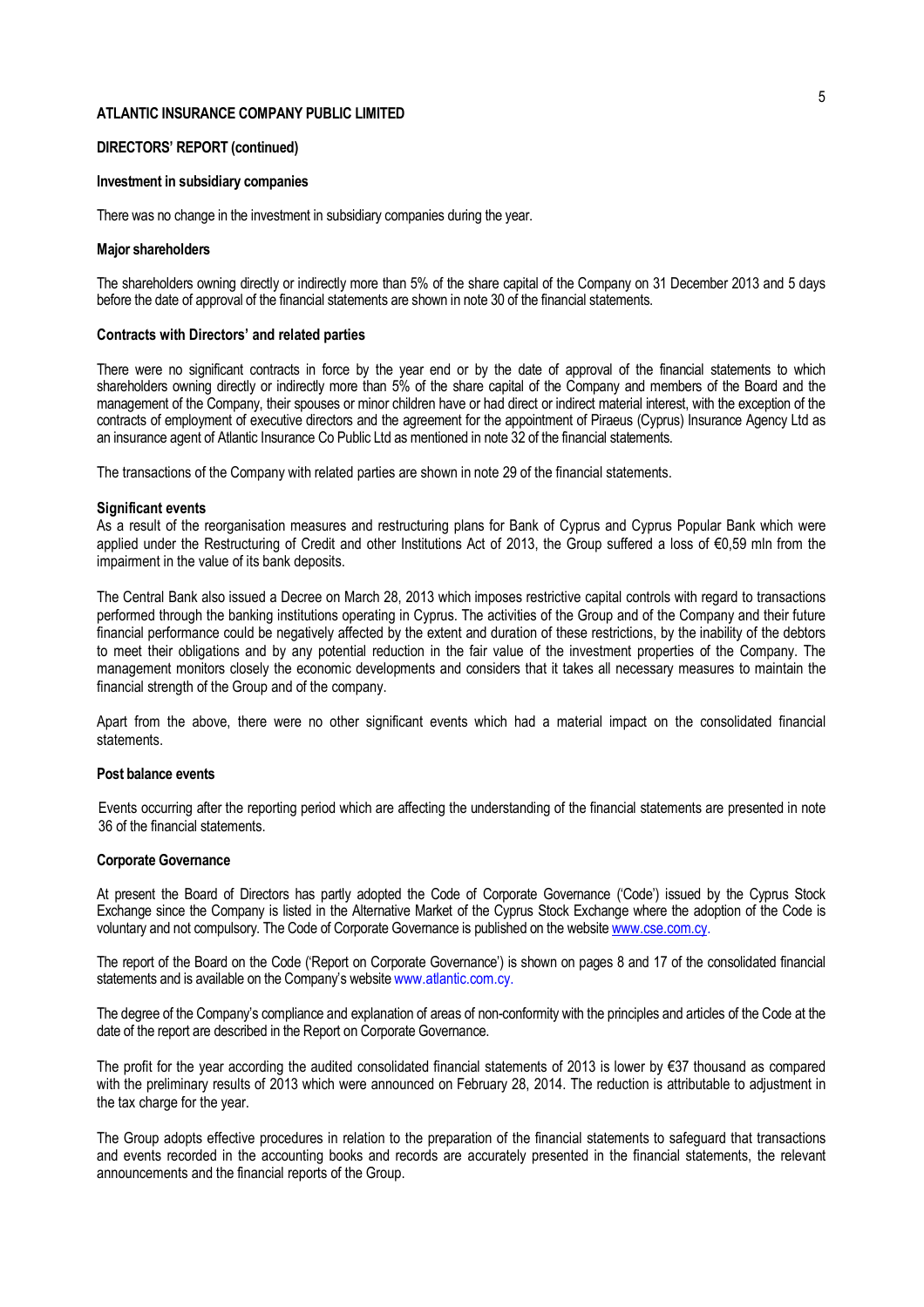**ATLANTIC INSURANCE COMPANY PUBLIC LIMITED**

**DIRECTORS' REPORT (continued)**

**Investment in subsidiary companies**

There was no change in the investment in subsidiary companies during the year.

**Major shareholders**

The shareholders owning directly or indirectly more than 5% of the share capital of the Company on 31 December 2013 and 5 days before the date of approval of the financial statements are shown in note 30 of the financial statements.

**Contracts with Directors' and related parties**

There were no significant contracts in force by the year end or by the date of approval of the financial statements to which shareholders owning directly or indirectly more than 5% of the share capital of the Company and members of the Board and the management of the Company, their spouses or minor children have or had direct or indirect material interest, with the exception of the contracts of employment of executive directors and the agreement for the appointment of Piraeus (Cyprus) Insurance Agency Ltd as an insurance agent of Atlantic Insurance Co Public Ltd as mentioned in note 32 of the financial statements.

The transactions of the Company with related parties are shown in note 29 of the financial statements.

**Significant events**

As a result of the reorganisation measures and restructuring plans for Bank of Cyprus and Cyprus Popular Bank which were applied under the Restructuring of Credit and other Institutions Act of 2013, the Group suffered a loss of €0,59 mln from the impairment in the value of its bank deposits.

The Central Bank also issued a Decree on March 28, 2013 which imposes restrictive capital controls with regard to transactions performed through the banking institutions operating in Cyprus. The activities of the Group and of the Company and their future financial performance could be negatively affected by the extent and duration of these restrictions, by the inability of the debtors to meet their obligations and by any potential reduction in the fair value of the investment properties of the Company. The management monitors closely the economic developments and considers that it takes all necessary measures to maintain the financial strength of the Group and of the company.

Apart from the above, there were no other significant events which had a material impact on the consolidated financial statements.

**Post balance events**

Events occurring after the reporting period which are affecting the understanding of the financial statements are presented in note 36 of the financial statements.

**Corporate Governance**

At present the Board of Directors has partly adopted the Code of Corporate Governance ('Code') issued by the Cyprus Stock Exchange since the Company is listed in the Alternative Market of the Cyprus Stock Exchange where the adoption of the Code is voluntary and not compulsory. The Code of Corporate Governance is published on the website www.cse.com.cy.

The report of the Board on the Code ('Report on Corporate Governance') is shown on pages 8 and 17 of the consolidated financial statements and is available on the Company's website www.atlantic.com.cy.

The degree of the Company's compliance and explanation of areas of non-conformity with the principles and articles of the Code at the date of the report are described in the Report on Corporate Governance.

The profit for the year according the audited consolidated financial statements of 2013 is lower by €37 thousand as compared with the preliminary results of 2013 which were announced on February 28, 2014. The reduction is attributable to adjustment in the tax charge for the year.

The Group adopts effective procedures in relation to the preparation of the financial statements to safeguard that transactions and events recorded in the accounting books and records are accurately presented in the financial statements, the relevant announcements and the financial reports of the Group.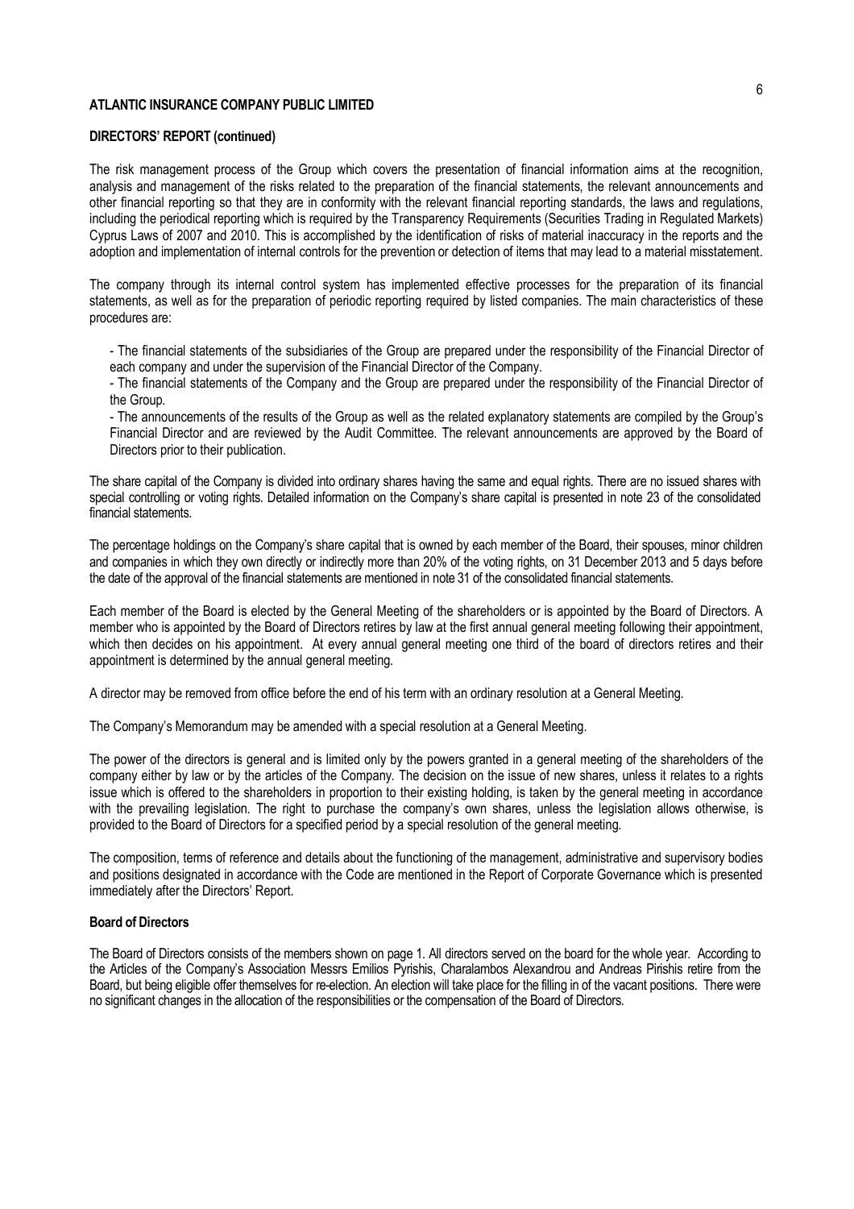**ATLANTIC INSURANCE COMPANY PUBLIC LIMITED**

**DIRECTORS' REPORT (continued)**

The risk management process of the Group which covers the presentation of financial information aims at the recognition, analysis and management of the risks related to the preparation of the financial statements, the relevant announcements and other financial reporting so that they are in conformity with the relevant financial reporting standards, the laws and regulations, including the periodical reporting which is required by the Transparency Requirements (Securities Trading in Regulated Markets) Cyprus Laws of 2007 and 2010. This is accomplished by the identification of risks of material inaccuracy in the reports and the adoption and implementation of internal controls for the prevention or detection of items that may lead to a material misstatement.

The company through its internal control system has implemented effective processes for the preparation of its financial statements, as well as for the preparation of periodic reporting required by listed companies. The main characteristics of these procedures are:

- The financial statements of the subsidiaries of the Group are prepared under the responsibility of the Financial Director of each company and under the supervision of the Financial Director of the Company.
- The financial statements of the Company and the Group are prepared under the responsibility of the Financial Director of the Group.
- The announcements of the results of the Group as well as the related explanatory statements are compiled by the Group's Financial Director and are reviewed by the Audit Committee. The relevant announcements are approved by the Board of Directors prior to their publication.

The share capital of the Company is divided into ordinary shares having the same and equal rights. There are no issued shares with special controlling or voting rights. Detailed information on the Company's share capital is presented in note 23 of the consolidated financial statements.

The percentage holdings on the Company's share capital that is owned by each member of the Board, their spouses, minor children and companies in which they own directly or indirectly more than 20% of the voting rights, on 31 December 2013 and 5 days before the date of the approval of the financial statements are mentioned in note 31 of the consolidated financial statements.

Each member of the Board is elected by the General Meeting of the shareholders or is appointed by the Board of Directors. A member who is appointed by the Board of Directors retires by law at the first annual general meeting following their appointment, which then decides on his appointment. At every annual general meeting one third of the board of directors retires and their appointment is determined by the annual general meeting.

A director may be removed from office before the end of his term with an ordinary resolution at a General Meeting.

The Company's Memorandum may be amended with a special resolution at a General Meeting.

The power of the directors is general and is limited only by the powers granted in a general meeting of the shareholders of the company either by law or by the articles of the Company. The decision on the issue of new shares, unless it relates to a rights issue which is offered to the shareholders in proportion to their existing holding, is taken by the general meeting in accordance with the prevailing legislation. The right to purchase the company's own shares, unless the legislation allows otherwise, is provided to the Board of Directors for a specified period by a special resolution of the general meeting.

The composition, terms of reference and details about the functioning of the management, administrative and supervisory bodies and positions designated in accordance with the Code are mentioned in the Report of Corporate Governance which is presented immediately after the Directors' Report.

**Board of Directors**

The Board of Directors consists of the members shown on page 1. All directors served on the board for the whole year. According to the Articles of the Company's Association Messrs Emilios Pyrishis, Charalambos Alexandrou and Andreas Pirishis retire from the Board, but being eligible offer themselves for re-election. An election will take place for the filling in of the vacant positions. There were no significant changes in the allocation of the responsibilities or the compensation of the Board of Directors.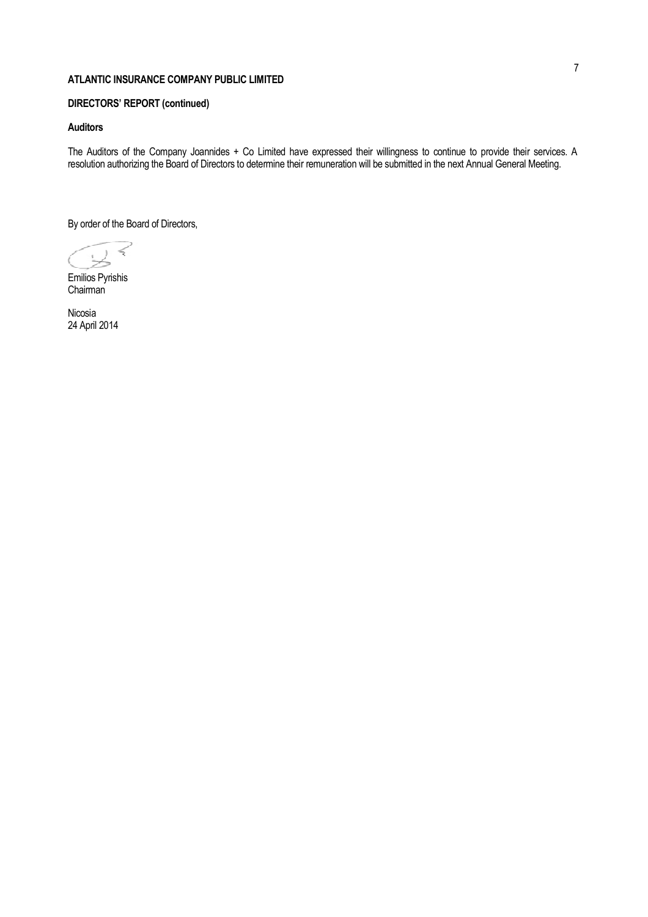**ATLANTIC INSURANCE COMPANY PUBLIC LIMITED**

**DIRECTORS' REPORT (continued)**

**Auditors**

The Auditors of the Company Joannides + Co Limited have expressed their willingness to continue to provide their services. A resolution authorizing the Board of Directors to determine their remuneration will be submitted in the next Annual General Meeting.

By order of the Board of Directors,

Emilios Pyrishis
Chairman

Nicosia
24 April 2014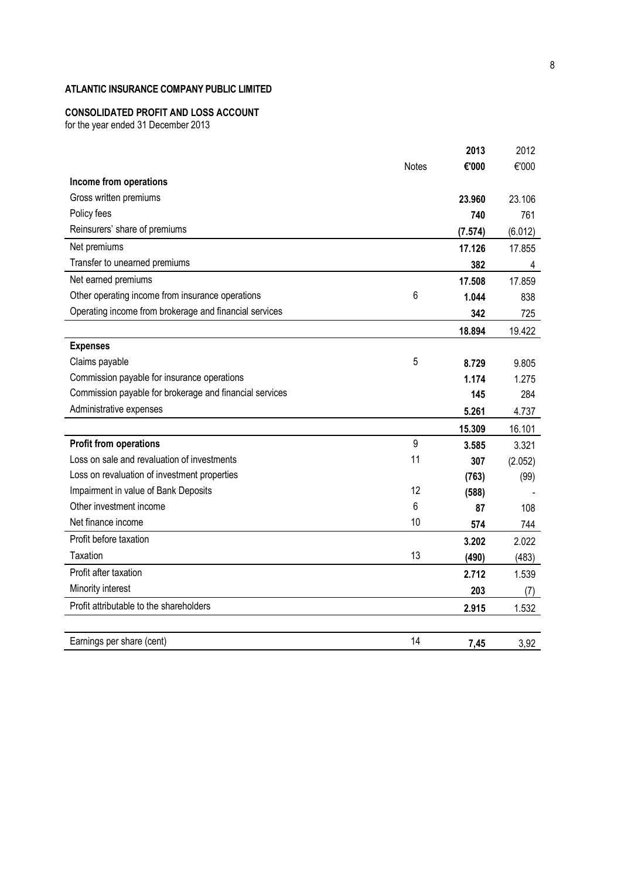**ATLANTIC INSURANCE COMPANY PUBLIC LIMITED**

**CONSOLIDATED PROFIT AND LOSS ACCOUNT**
for the year ended 31 December 2013

| | Notes | 2013 €'000 | 2012 €'000 |
|---|---|---|---|
| **Income from operations** | | | |
| Gross written premiums | | **23.960** | 23.106 |
| Policy fees | | **740** | 761 |
| Reinsurers' share of premiums | | **(7.574)** | (6.012) |
| Net premiums | | **17.126** | 17.855 |
| Transfer to unearned premiums | | **382** | 4 |
| Net earned premiums | | **17.508** | 17.859 |
| Other operating income from insurance operations | 6 | **1.044** | 838 |
| Operating income from brokerage and financial services | | **342** | 725 |
| | | **18.894** | 19.422 |
| **Expenses** | | | |
| Claims payable | 5 | **8.729** | 9.805 |
| Commission payable for insurance operations | | **1.174** | 1.275 |
| Commission payable for brokerage and financial services | | **145** | 284 |
| Administrative expenses | | **5.261** | 4.737 |
| | | **15.309** | 16.101 |
| **Profit from operations** | 9 | **3.585** | 3.321 |
| Loss on sale and revaluation of investments | 11 | **307** | (2.052) |
| Loss on revaluation of investment properties | | **(763)** | (99) |
| Impairment in value of Bank Deposits | 12 | **(588)** | - |
| Other investment income | 6 | **87** | 108 |
| Net finance income | 10 | **574** | 744 |
| Profit before taxation | | **3.202** | 2.022 |
| Taxation | 13 | **(490)** | (483) |
| Profit after taxation | | **2.712** | 1.539 |
| Minority interest | | **203** | (7) |
| Profit attributable to the shareholders | | **2.915** | 1.532 |
| | | | |
| Earnings per share (cent) | 14 | **7,45** | 3,92 |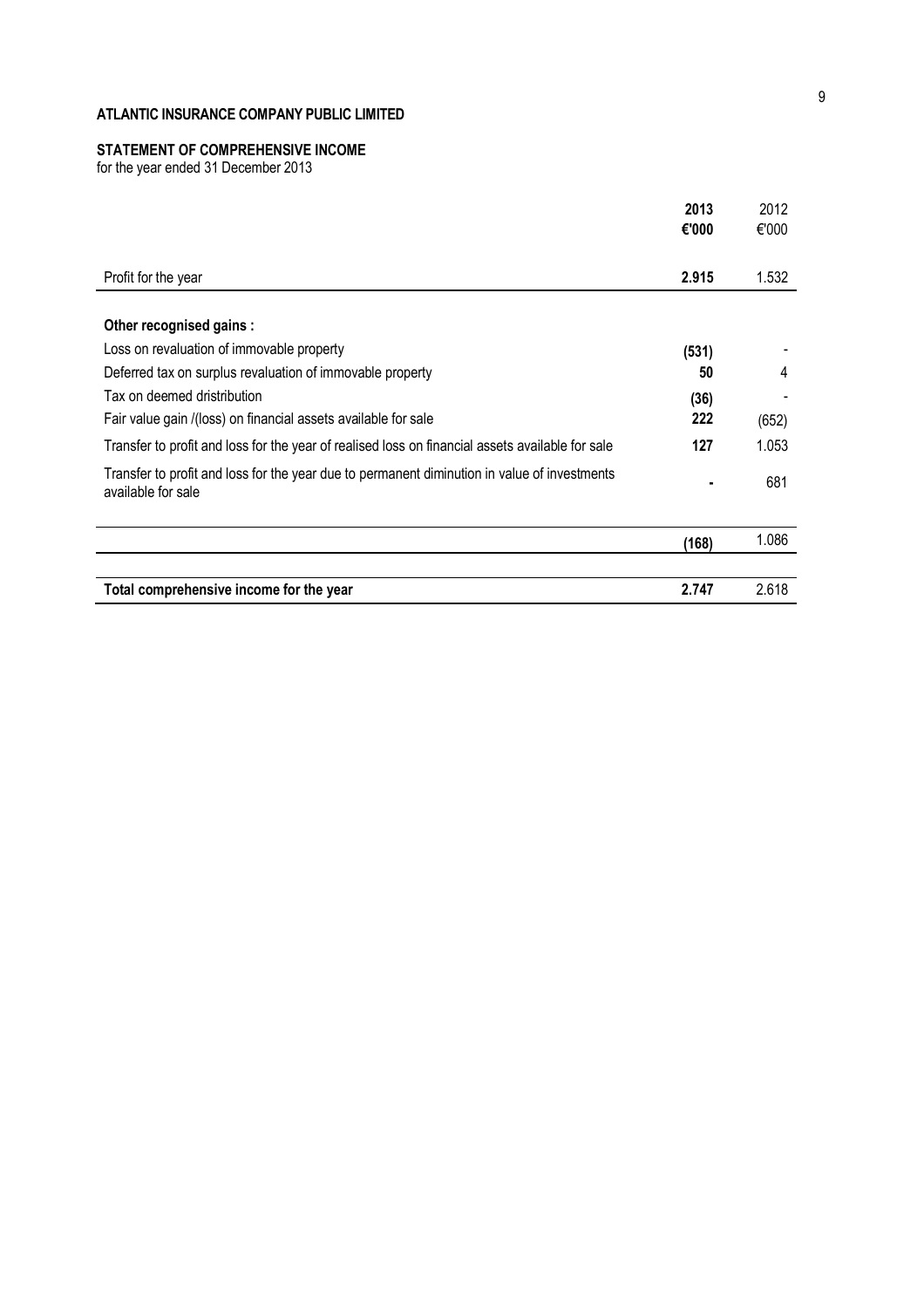**ATLANTIC INSURANCE COMPANY PUBLIC LIMITED**

**STATEMENT OF COMPREHENSIVE INCOME**

for the year ended 31 December 2013

| | **2013** | 2012 |
|---|---|---|
| | **€'000** | €'000 |
| Profit for the year | **2.915** | 1.532 |
| **Other recognised gains :** | | |
| Loss on revaluation of immovable property | **(531)** | - |
| Deferred tax on surplus revaluation of immovable property | **50** | 4 |
| Tax on deemed dristribution | **(36)** | - |
| Fair value gain /(loss) on financial assets available for sale | **222** | (652) |
| Transfer to profit and loss for the year of realised loss on financial assets available for sale | **127** | 1.053 |
| Transfer to profit and loss for the year due to permanent diminution in value of investments available for sale | **-** | 681 |
| | **(168)** | 1.086 |
| **Total comprehensive income for the year** | **2.747** | 2.618 |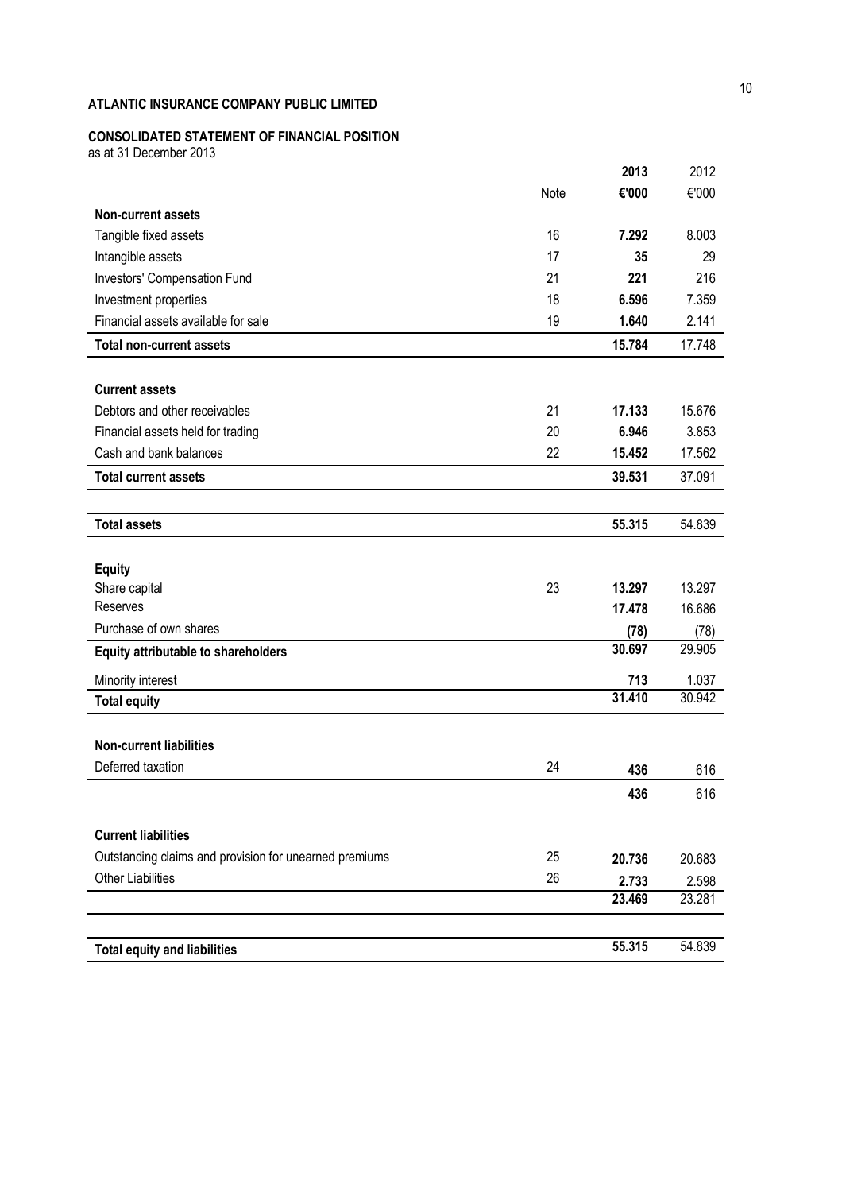**ATLANTIC INSURANCE COMPANY PUBLIC LIMITED**

**CONSOLIDATED STATEMENT OF FINANCIAL POSITION**
as at 31 December 2013

| | Note | 2013 €'000 | 2012 €'000 |
|---|---|---|---|
| **Non-current assets** | | | |
| Tangible fixed assets | 16 | **7.292** | 8.003 |
| Intangible assets | 17 | **35** | 29 |
| Investors' Compensation Fund | 21 | **221** | 216 |
| Investment properties | 18 | **6.596** | 7.359 |
| Financial assets available for sale | 19 | **1.640** | 2.141 |
| **Total non-current assets** | | **15.784** | 17.748 |
| **Current assets** | | | |
| Debtors and other receivables | 21 | **17.133** | 15.676 |
| Financial assets held for trading | 20 | **6.946** | 3.853 |
| Cash and bank balances | 22 | **15.452** | 17.562 |
| **Total current assets** | | **39.531** | 37.091 |
| **Total assets** | | **55.315** | 54.839 |
| **Equity** | | | |
| Share capital | 23 | **13.297** | 13.297 |
| Reserves | | **17.478** | 16.686 |
| Purchase of own shares | | **(78)** | (78) |
| **Equity attributable to shareholders** | | **30.697** | 29.905 |
| Minority interest | | **713** | 1.037 |
| **Total equity** | | **31.410** | 30.942 |
| **Non-current liabilities** | | | |
| Deferred taxation | 24 | **436** | 616 |
| | | **436** | 616 |
| **Current liabilities** | | | |
| Outstanding claims and provision for unearned premiums | 25 | **20.736** | 20.683 |
| Other Liabilities | 26 | **2.733** | 2.598 |
| | | **23.469** | 23.281 |
| **Total equity and liabilities** | | **55.315** | 54.839 |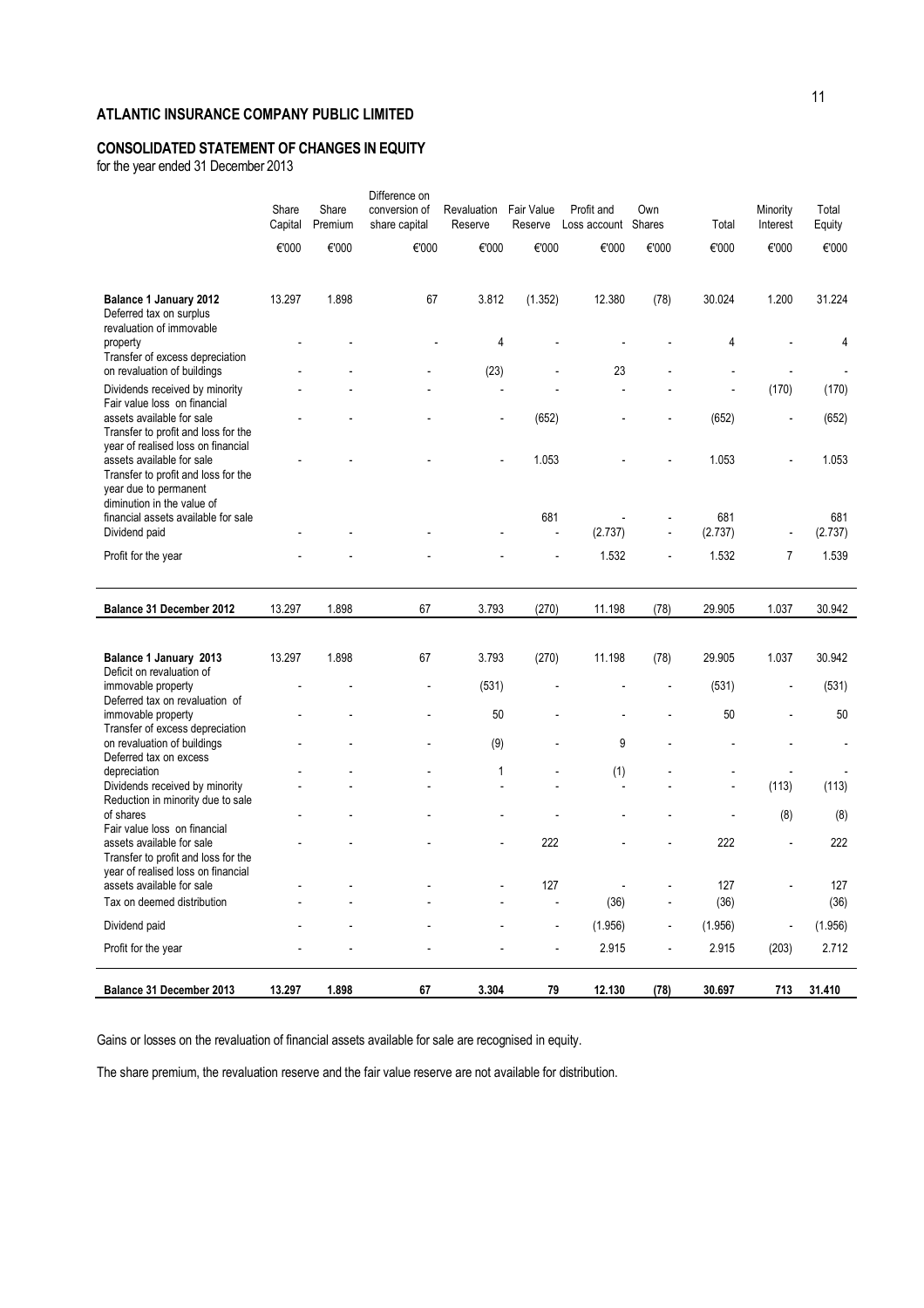# ATLANTIC INSURANCE COMPANY PUBLIC LIMITED

## CONSOLIDATED STATEMENT OF CHANGES IN EQUITY

for the year ended 31 December 2013

| | Share Capital | Share Premium | Difference on conversion of share capital | Revaluation Reserve | Fair Value Reserve | Profit and Loss account | Own Shares | Total | Minority Interest | Total Equity |
|---|---|---|---|---|---|---|---|---|---|---|
| | €'000 | €'000 | €'000 | €'000 | €'000 | €'000 | €'000 | €'000 | €'000 | €'000 |
| **Balance 1 January 2012** | 13.297 | 1.898 | 67 | 3.812 | (1.352) | 12.380 | (78) | 30.024 | 1.200 | 31.224 |
| Deferred tax on surplus revaluation of immovable property | - | - | - | 4 | - | - | - | 4 | - | 4 |
| Transfer of excess depreciation on revaluation of buildings | - | - | - | (23) | - | 23 | - | - | - | - |
| Dividends received by minority | - | - | - | - | - | - | - | - | (170) | (170) |
| Fair value loss on financial assets available for sale | - | - | - | - | (652) | - | - | (652) | - | (652) |
| Transfer to profit and loss for the year of realised loss on financial assets available for sale | - | - | - | - | 1.053 | - | - | 1.053 | - | 1.053 |
| Transfer to profit and loss for the year due to permanent diminution in the value of financial assets available for sale | | | | | 681 | - | - | 681 | | 681 |
| Dividend paid | - | - | - | - | - | (2.737) | - | (2.737) | - | (2.737) |
| Profit for the year | - | - | - | - | - | 1.532 | - | 1.532 | 7 | 1.539 |
| **Balance 31 December 2012** | 13.297 | 1.898 | 67 | 3.793 | (270) | 11.198 | (78) | 29.905 | 1.037 | 30.942 |
| | | | | | | | | | | |
| **Balance 1 January 2013** | 13.297 | 1.898 | 67 | 3.793 | (270) | 11.198 | (78) | 29.905 | 1.037 | 30.942 |
| Deficit on revaluation of immovable property | - | - | - | (531) | - | - | - | (531) | - | (531) |
| Deferred tax on revaluation of immovable property | - | - | - | 50 | - | - | - | 50 | - | 50 |
| Transfer of excess depreciation on revaluation of buildings | - | - | - | (9) | - | 9 | - | - | - | - |
| Deferred tax on excess depreciation | - | - | - | 1 | - | (1) | - | - | - | - |
| Dividends received by minority | - | - | - | - | - | - | - | - | (113) | (113) |
| Reduction in minority due to sale of shares | - | - | - | - | - | - | - | - | (8) | (8) |
| Fair value loss on financial assets available for sale | - | - | - | - | 222 | - | - | 222 | - | 222 |
| Transfer to profit and loss for the year of realised loss on financial assets available for sale | - | - | - | - | 127 | - | - | 127 | - | 127 |
| Tax on deemed distribution | - | - | - | - | - | (36) | - | (36) | | (36) |
| Dividend paid | - | - | - | - | - | (1.956) | - | (1.956) | - | (1.956) |
| Profit for the year | - | - | - | - | - | 2.915 | - | 2.915 | (203) | 2.712 |
| **Balance 31 December 2013** | **13.297** | **1.898** | **67** | **3.304** | **79** | **12.130** | **(78)** | **30.697** | **713** | **31.410** |

Gains or losses on the revaluation of financial assets available for sale are recognised in equity.

The share premium, the revaluation reserve and the fair value reserve are not available for distribution.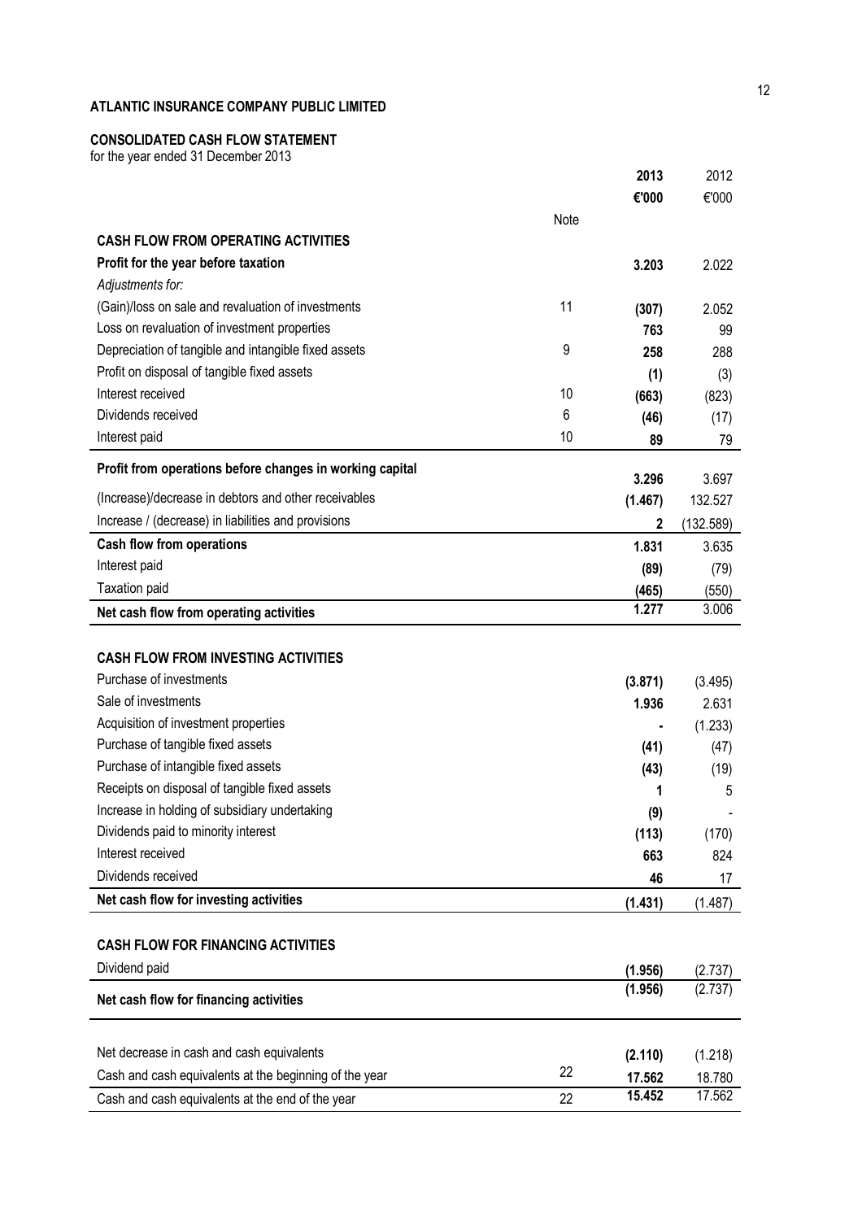**ATLANTIC INSURANCE COMPANY PUBLIC LIMITED**

**CONSOLIDATED CASH FLOW STATEMENT**
for the year ended 31 December 2013

| | Note | **2013** | 2012 |
|---|---|---|---|
| | | **€'000** | €'000 |
| **CASH FLOW FROM OPERATING ACTIVITIES** | | | |
| **Profit for the year before taxation** | | **3.203** | 2.022 |
| *Adjustments for:* | | | |
| (Gain)/loss on sale and revaluation of investments | 11 | **(307)** | 2.052 |
| Loss on revaluation of investment properties | | **763** | 99 |
| Depreciation of tangible and intangible fixed assets | 9 | **258** | 288 |
| Profit on disposal of tangible fixed assets | | **(1)** | (3) |
| Interest received | 10 | **(663)** | (823) |
| Dividends received | 6 | **(46)** | (17) |
| Interest paid | 10 | **89** | 79 |
| **Profit from operations before changes in working capital** | | **3.296** | 3.697 |
| (Increase)/decrease in debtors and other receivables | | **(1.467)** | 132.527 |
| Increase / (decrease) in liabilities and provisions | | **2** | (132.589) |
| **Cash flow from operations** | | **1.831** | 3.635 |
| Interest paid | | **(89)** | (79) |
| Taxation paid | | **(465)** | (550) |
| **Net cash flow from operating activities** | | **1.277** | 3.006 |
| | | | |
| **CASH FLOW FROM INVESTING ACTIVITIES** | | | |
| Purchase of investments | | **(3.871)** | (3.495) |
| Sale of investments | | **1.936** | 2.631 |
| Acquisition of investment properties | | **-** | (1.233) |
| Purchase of tangible fixed assets | | **(41)** | (47) |
| Purchase of intangible fixed assets | | **(43)** | (19) |
| Receipts on disposal of tangible fixed assets | | **1** | 5 |
| Increase in holding of subsidiary undertaking | | **(9)** | - |
| Dividends paid to minority interest | | **(113)** | (170) |
| Interest received | | **663** | 824 |
| Dividends received | | **46** | 17 |
| **Net cash flow for investing activities** | | **(1.431)** | (1.487) |
| | | | |
| **CASH FLOW FOR FINANCING ACTIVITIES** | | | |
| Dividend paid | | **(1.956)** | (2.737) |
| **Net cash flow for financing activities** | | **(1.956)** | (2.737) |
| | | | |
| Net decrease in cash and cash equivalents | | **(2.110)** | (1.218) |
| Cash and cash equivalents at the beginning of the year | 22 | **17.562** | 18.780 |
| Cash and cash equivalents at the end of the year | 22 | **15.452** | 17.562 |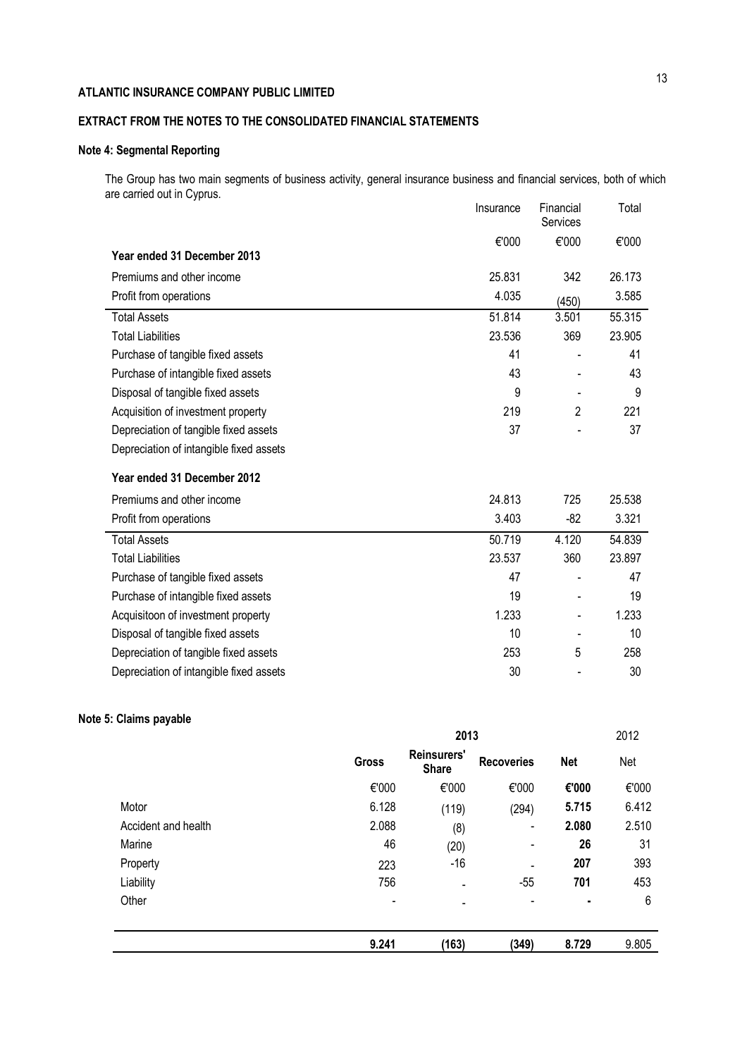**ATLANTIC INSURANCE COMPANY PUBLIC LIMITED**

**EXTRACT FROM THE NOTES TO THE CONSOLIDATED FINANCIAL STATEMENTS**

**Note 4: Segmental Reporting**

The Group has two main segments of business activity, general insurance business and financial services, both of which are carried out in Cyprus.

| | Insurance | Financial Services | Total |
|---|---|---|---|
| | €'000 | €'000 | €'000 |
| **Year ended 31 December 2013** | | | |
| Premiums and other income | 25.831 | 342 | 26.173 |
| Profit from operations | 4.035 | (450) | 3.585 |
| Total Assets | 51.814 | 3.501 | 55.315 |
| Total Liabilities | 23.536 | 369 | 23.905 |
| Purchase of tangible fixed assets | 41 | - | 41 |
| Purchase of intangible fixed assets | 43 | - | 43 |
| Disposal of tangible fixed assets | 9 | - | 9 |
| Acquisition of investment property | 219 | 2 | 221 |
| Depreciation of tangible fixed assets | 37 | - | 37 |
| Depreciation of intangible fixed assets | | | |
| **Year ended 31 December 2012** | | | |
| Premiums and other income | 24.813 | 725 | 25.538 |
| Profit from operations | 3.403 | -82 | 3.321 |
| Total Assets | 50.719 | 4.120 | 54.839 |
| Total Liabilities | 23.537 | 360 | 23.897 |
| Purchase of tangible fixed assets | 47 | - | 47 |
| Purchase of intangible fixed assets | 19 | - | 19 |
| Acquisitoon of investment property | 1.233 | - | 1.233 |
| Disposal of tangible fixed assets | 10 | - | 10 |
| Depreciation of tangible fixed assets | 253 | 5 | 258 |
| Depreciation of intangible fixed assets | 30 | - | 30 |

**Note 5: Claims payable**

| | **2013** | | | | 2012 |
|---|---|---|---|---|---|
| | **Gross** | **Reinsurers' Share** | **Recoveries** | **Net** | Net |
| | €'000 | €'000 | €'000 | **€'000** | €'000 |
| Motor | 6.128 | (119) | (294) | **5.715** | 6.412 |
| Accident and health | 2.088 | (8) | - | **2.080** | 2.510 |
| Marine | 46 | (20) | - | **26** | 31 |
| Property | 223 | -16 | - | **207** | 393 |
| Liability | 756 | - | -55 | **701** | 453 |
| Other | - | - | - | **-** | 6 |
| | **9.241** | **(163)** | **(349)** | **8.729** | 9.805 |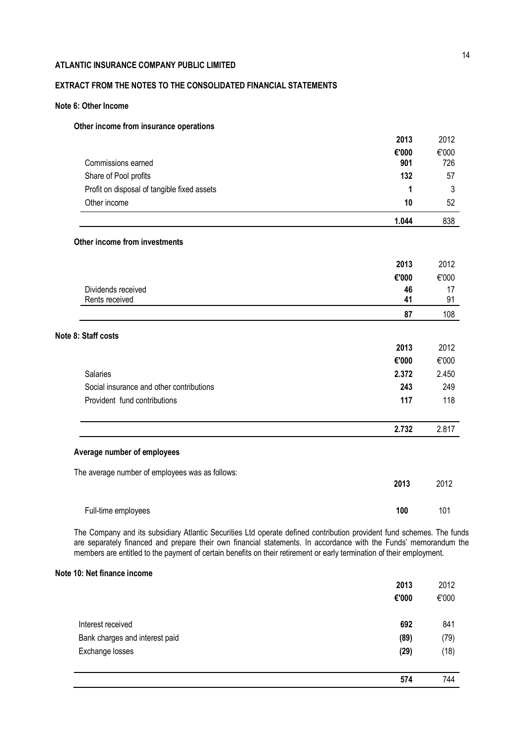**ATLANTIC INSURANCE COMPANY PUBLIC LIMITED**

**EXTRACT FROM THE NOTES TO THE CONSOLIDATED FINANCIAL STATEMENTS**

**Note 6: Other Income**

**Other income from insurance operations**

| | **2013** | 2012 |
|---|---|---|
| | **€'000** | €'000 |
| Commissions earned | **901** | 726 |
| Share of Pool profits | **132** | 57 |
| Profit on disposal of tangible fixed assets | **1** | 3 |
| Other income | **10** | 52 |
| | **1.044** | 838 |

**Other income from investments**

| | **2013** | 2012 |
|---|---|---|
| | **€'000** | €'000 |
| Dividends received | **46** | 17 |
| Rents received | **41** | 91 |
| | **87** | 108 |

**Note 8: Staff costs**

| | **2013** | 2012 |
|---|---|---|
| | **€'000** | €'000 |
| Salaries | **2.372** | 2.450 |
| Social insurance and other contributions | **243** | 249 |
| Provident fund contributions | **117** | 118 |
| | **2.732** | 2.817 |

**Average number of employees**

The average number of employees was as follows:

| | **2013** | 2012 |
|---|---|---|
| Full-time employees | **100** | 101 |

The Company and its subsidiary Atlantic Securities Ltd operate defined contribution provident fund schemes. The funds are separately financed and prepare their own financial statements. In accordance with the Funds' memorandum the members are entitled to the payment of certain benefits on their retirement or early termination of their employment.

**Note 10: Net finance income**

| | **2013** | 2012 |
|---|---|---|
| | **€'000** | €'000 |
| Interest received | **692** | 841 |
| Bank charges and interest paid | **(89)** | (79) |
| Exchange losses | **(29)** | (18) |
| | **574** | 744 |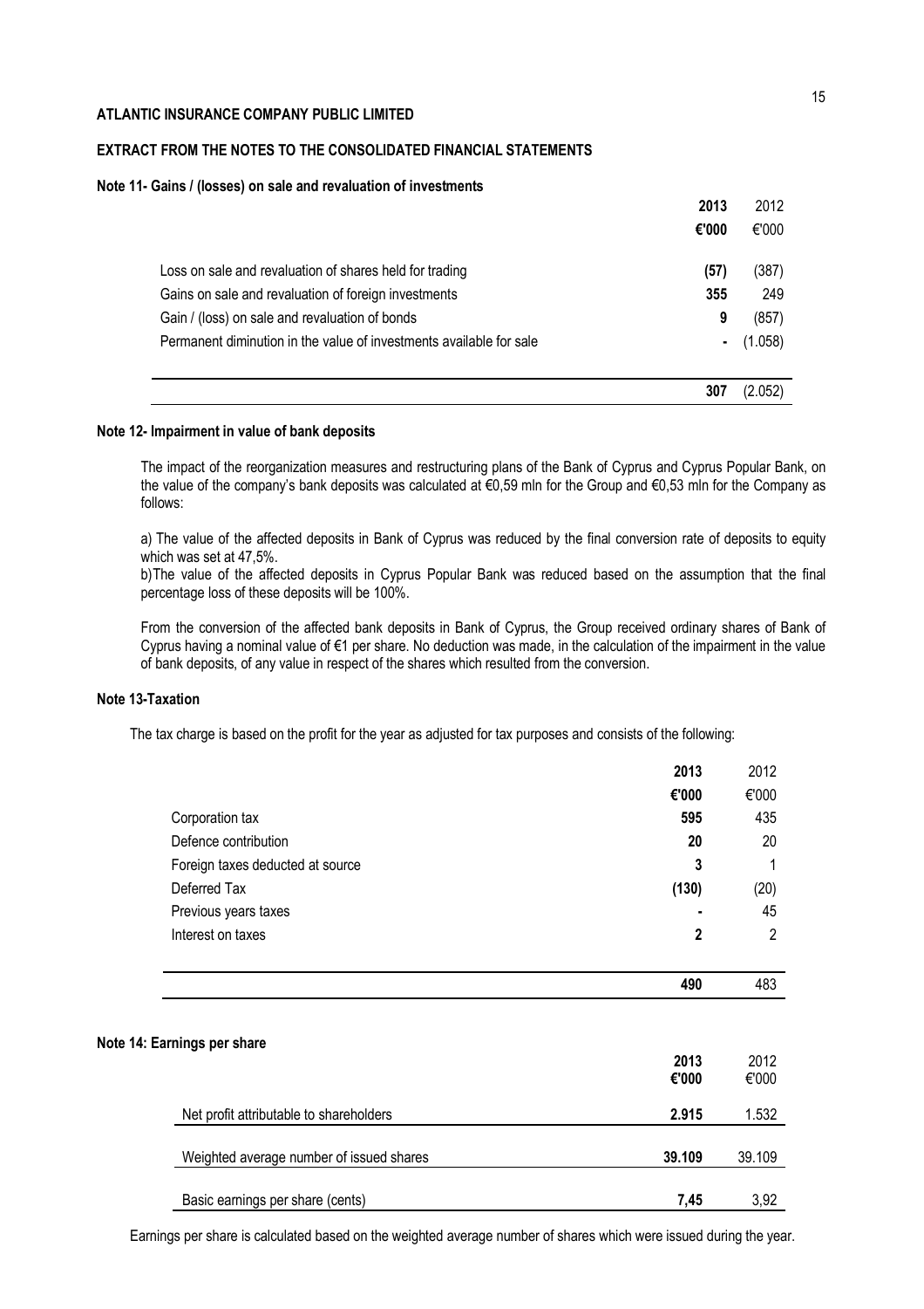**ATLANTIC INSURANCE COMPANY PUBLIC LIMITED**

**EXTRACT FROM THE NOTES TO THE CONSOLIDATED FINANCIAL STATEMENTS**

**Note 11- Gains / (losses) on sale and revaluation of investments**

| | **2013** | 2012 |
|---|---|---|
| | **€'000** | €'000 |
| Loss on sale and revaluation of shares held for trading | **(57)** | (387) |
| Gains on sale and revaluation of foreign investments | **355** | 249 |
| Gain / (loss) on sale and revaluation of bonds | **9** | (857) |
| Permanent diminution in the value of investments available for sale | **-** | (1.058) |
| | **307** | (2.052) |

**Note 12- Impairment in value of bank deposits**

The impact of the reorganization measures and restructuring plans of the Bank of Cyprus and Cyprus Popular Bank, on the value of the company's bank deposits was calculated at €0,59 mln for the Group and €0,53 mln for the Company as follows:

a) The value of the affected deposits in Bank of Cyprus was reduced by the final conversion rate of deposits to equity which was set at 47,5%.
b)The value of the affected deposits in Cyprus Popular Bank was reduced based on the assumption that the final percentage loss of these deposits will be 100%.

From the conversion of the affected bank deposits in Bank of Cyprus, the Group received ordinary shares of Bank of Cyprus having a nominal value of €1 per share. No deduction was made, in the calculation of the impairment in the value of bank deposits, of any value in respect of the shares which resulted from the conversion.

**Note 13-Taxation**

The tax charge is based on the profit for the year as adjusted for tax purposes and consists of the following:

| | **2013** | 2012 |
|---|---|---|
| | **€'000** | €'000 |
| Corporation tax | **595** | 435 |
| Defence contribution | **20** | 20 |
| Foreign taxes deducted at source | **3** | 1 |
| Deferred Tax | **(130)** | (20) |
| Previous years taxes | **-** | 45 |
| Interest on taxes | **2** | 2 |
| | **490** | 483 |

**Note 14: Earnings per share**

| | **2013** | 2012 |
|---|---|---|
| | **€'000** | €'000 |
| Net profit attributable to shareholders | **2.915** | 1.532 |
| Weighted average number of issued shares | **39.109** | 39.109 |
| Basic earnings per share (cents) | **7,45** | 3,92 |

Earnings per share is calculated based on the weighted average number of shares which were issued during the year.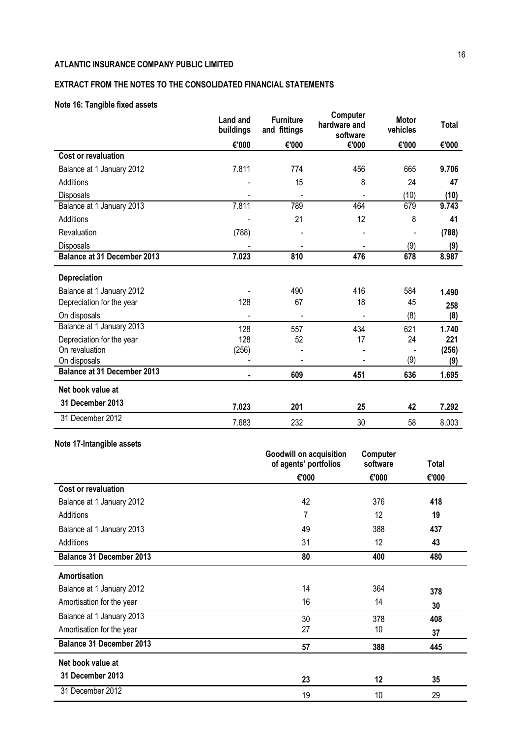**ATLANTIC INSURANCE COMPANY PUBLIC LIMITED**

**EXTRACT FROM THE NOTES TO THE CONSOLIDATED FINANCIAL STATEMENTS**

**Note 16: Tangible fixed assets**

| | Land and buildings | Furniture and fittings | Computer hardware and software | Motor vehicles | Total |
|---|---|---|---|---|---|
| | €'000 | €'000 | €'000 | €'000 | €'000 |
| **Cost or revaluation** | | | | | |
| Balance at 1 January 2012 | 7.811 | 774 | 456 | 665 | **9.706** |
| Additions | - | 15 | 8 | 24 | **47** |
| Disposals | - | - | - | (10) | **(10)** |
| Balance at 1 January 2013 | 7.811 | 789 | 464 | 679 | **9.743** |
| Additions | - | 21 | 12 | 8 | **41** |
| Revaluation | (788) | - | - | - | **(788)** |
| Disposals | - | - | - | (9) | **(9)** |
| **Balance at 31 December 2013** | **7.023** | **810** | **476** | **678** | **8.987** |
| **Depreciation** | | | | | |
| Balance at 1 January 2012 | - | 490 | 416 | 584 | **1.490** |
| Depreciation for the year | 128 | 67 | 18 | 45 | **258** |
| On disposals | - | - | - | (8) | **(8)** |
| Balance at 1 January 2013 | 128 | 557 | 434 | 621 | **1.740** |
| Depreciation for the year | 128 | 52 | 17 | 24 | **221** |
| On revaluation | (256) | - | - | - | **(256)** |
| On disposals | - | - | - | (9) | **(9)** |
| **Balance at 31 December 2013** | **-** | **609** | **451** | **636** | **1.695** |
| **Net book value at** | | | | | |
| **31 December 2013** | **7.023** | **201** | **25** | **42** | **7.292** |
| 31 December 2012 | 7.683 | 232 | 30 | 58 | 8.003 |

**Note 17-Intangible assets**

| | Goodwill on acquisition of agents' portfolios | Computer software | Total |
|---|---|---|---|
| | €'000 | €'000 | €'000 |
| **Cost or revaluation** | | | |
| Balance at 1 January 2012 | 42 | 376 | **418** |
| Additions | 7 | 12 | **19** |
| Balance at 1 January 2013 | 49 | 388 | **437** |
| Additions | 31 | 12 | **43** |
| **Balance 31 December 2013** | **80** | **400** | **480** |
| **Amortisation** | | | |
| Balance at 1 January 2012 | 14 | 364 | **378** |
| Amortisation for the year | 16 | 14 | **30** |
| Balance at 1 January 2013 | 30 | 378 | **408** |
| Amortisation for the year | 27 | 10 | **37** |
| **Balance 31 December 2013** | **57** | **388** | **445** |
| **Net book value at** | | | |
| **31 December 2013** | **23** | **12** | **35** |
| 31 December 2012 | 19 | 10 | 29 |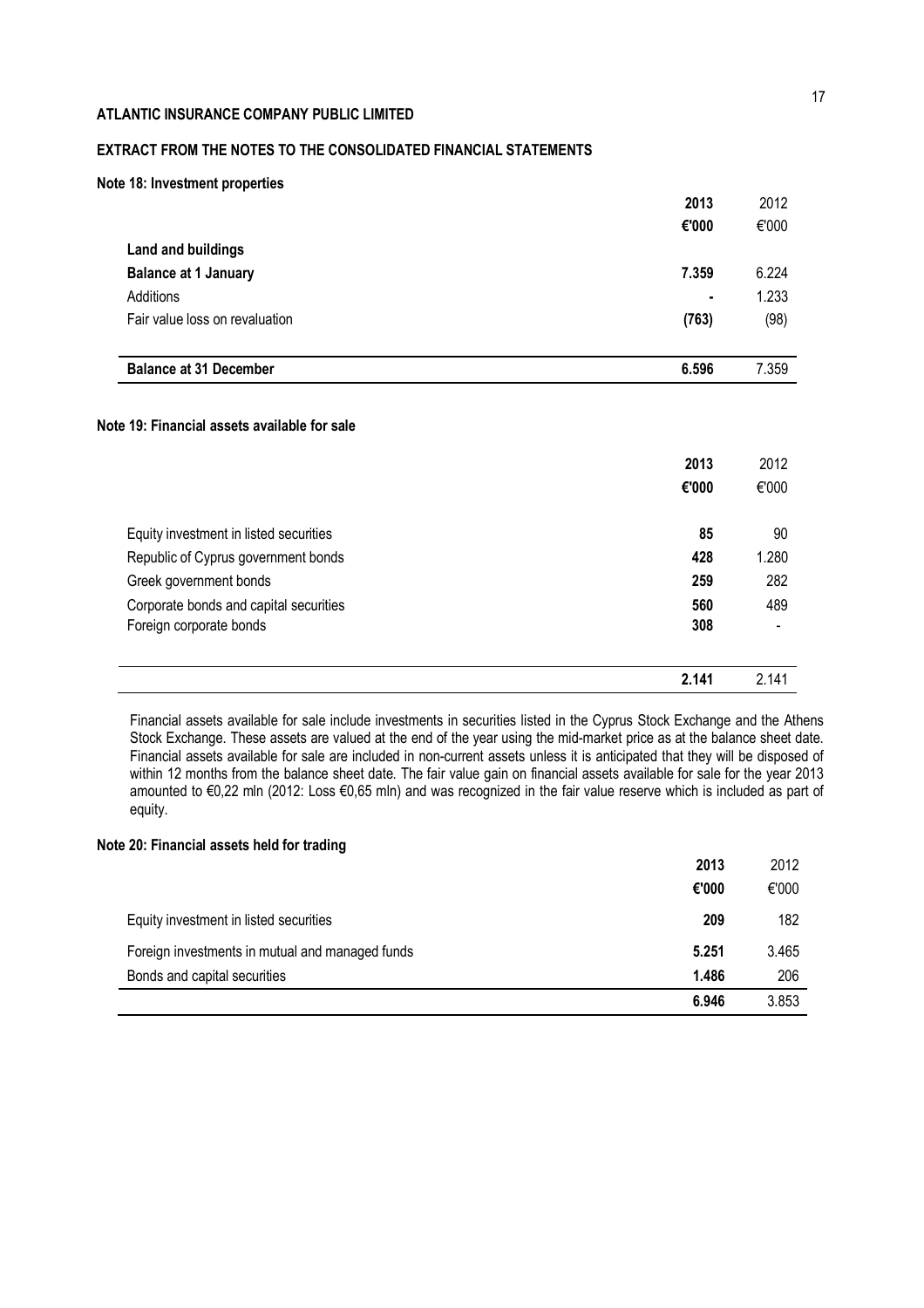**ATLANTIC INSURANCE COMPANY PUBLIC LIMITED**

**EXTRACT FROM THE NOTES TO THE CONSOLIDATED FINANCIAL STATEMENTS**

**Note 18: Investment properties**

| | **2013** | 2012 |
|---|---|---|
| | **€'000** | €'000 |
| **Land and buildings** | | |
| **Balance at 1 January** | **7.359** | 6.224 |
| Additions | **-** | 1.233 |
| Fair value loss on revaluation | **(763)** | (98) |
| **Balance at 31 December** | **6.596** | 7.359 |

**Note 19: Financial assets available for sale**

| | **2013** | 2012 |
|---|---|---|
| | **€'000** | €'000 |
| Equity investment in listed securities | **85** | 90 |
| Republic of Cyprus government bonds | **428** | 1.280 |
| Greek government bonds | **259** | 282 |
| Corporate bonds and capital securities | **560** | 489 |
| Foreign corporate bonds | **308** | - |
| | **2.141** | 2.141 |

Financial assets available for sale include investments in securities listed in the Cyprus Stock Exchange and the Athens Stock Exchange. These assets are valued at the end of the year using the mid-market price as at the balance sheet date. Financial assets available for sale are included in non-current assets unless it is anticipated that they will be disposed of within 12 months from the balance sheet date. The fair value gain on financial assets available for sale for the year 2013 amounted to €0,22 mln (2012: Loss €0,65 mln) and was recognized in the fair value reserve which is included as part of equity.

**Note 20: Financial assets held for trading**

| | **2013** | 2012 |
|---|---|---|
| | **€'000** | €'000 |
| Equity investment in listed securities | **209** | 182 |
| Foreign investments in mutual and managed funds | **5.251** | 3.465 |
| Bonds and capital securities | **1.486** | 206 |
| | **6.946** | 3.853 |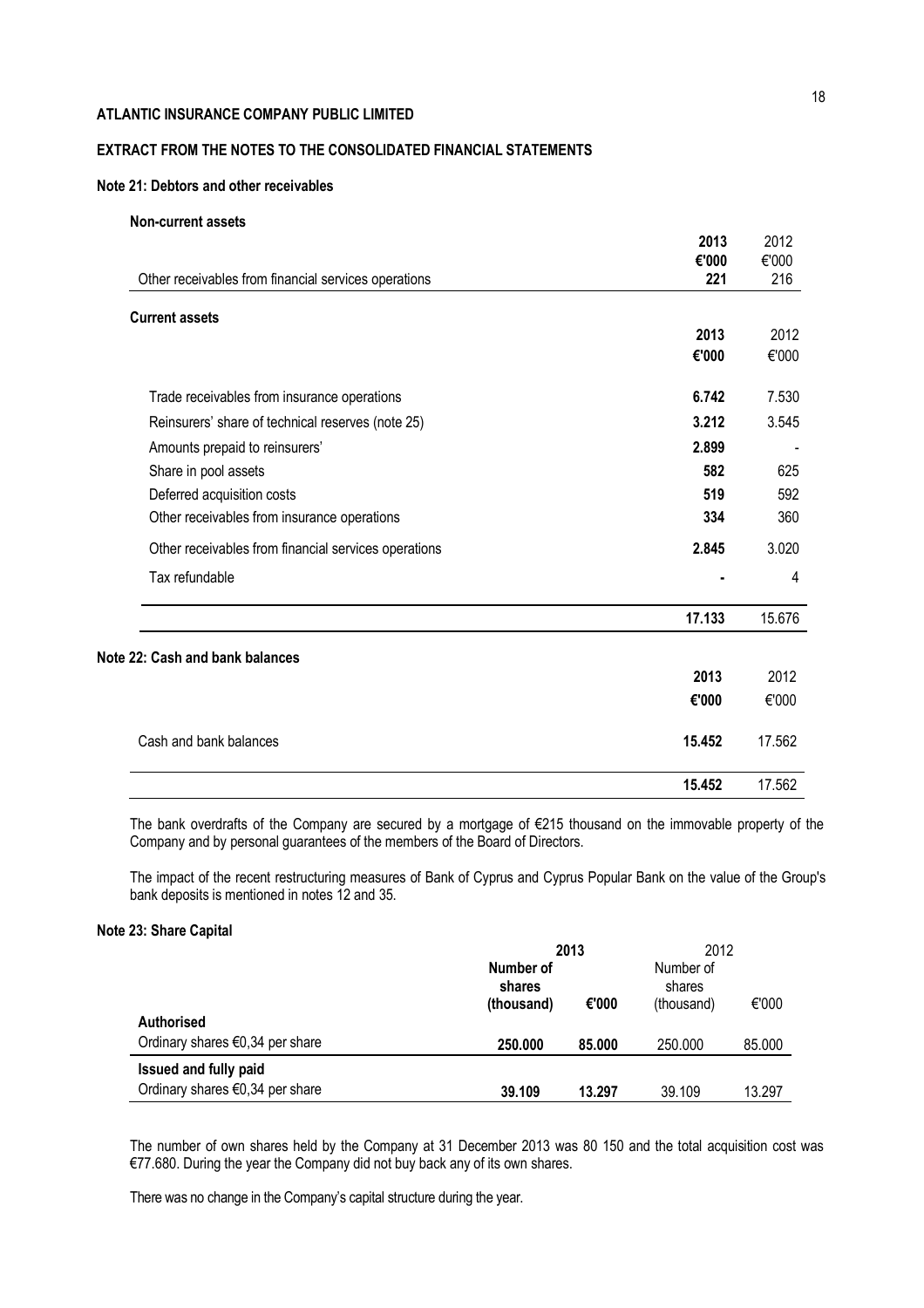**ATLANTIC INSURANCE COMPANY PUBLIC LIMITED**

**EXTRACT FROM THE NOTES TO THE CONSOLIDATED FINANCIAL STATEMENTS**

**Note 21: Debtors and other receivables**

**Non-current assets**

| | **2013** | 2012 |
|---|---|---|
| | **€'000** | €'000 |
| Other receivables from financial services operations | **221** | 216 |

**Current assets**

| | **2013** | 2012 |
|---|---|---|
| | **€'000** | €'000 |
| Trade receivables from insurance operations | **6.742** | 7.530 |
| Reinsurers' share of technical reserves (note 25) | **3.212** | 3.545 |
| Amounts prepaid to reinsurers' | **2.899** | - |
| Share in pool assets | **582** | 625 |
| Deferred acquisition costs | **519** | 592 |
| Other receivables from insurance operations | **334** | 360 |
| Other receivables from financial services operations | **2.845** | 3.020 |
| Tax refundable | **-** | 4 |
| | **17.133** | 15.676 |

**Note 22: Cash and bank balances**

| | **2013** | 2012 |
|---|---|---|
| | **€'000** | €'000 |
| Cash and bank balances | **15.452** | 17.562 |
| | **15.452** | 17.562 |

The bank overdrafts of the Company are secured by a mortgage of €215 thousand on the immovable property of the Company and by personal guarantees of the members of the Board of Directors.

The impact of the recent restructuring measures of Bank of Cyprus and Cyprus Popular Bank on the value of the Group's bank deposits is mentioned in notes 12 and 35.

**Note 23: Share Capital**

| | **2013** | | 2012 | |
|---|---|---|---|---|
| | **Number of shares (thousand)** | **€'000** | Number of shares (thousand) | €'000 |
| **Authorised** | | | | |
| Ordinary shares €0,34 per share | **250.000** | **85.000** | 250.000 | 85.000 |
| **Issued and fully paid** | | | | |
| Ordinary shares €0,34 per share | **39.109** | **13.297** | 39.109 | 13.297 |

The number of own shares held by the Company at 31 December 2013 was 80 150 and the total acquisition cost was €77.680. During the year the Company did not buy back any of its own shares.

There was no change in the Company's capital structure during the year.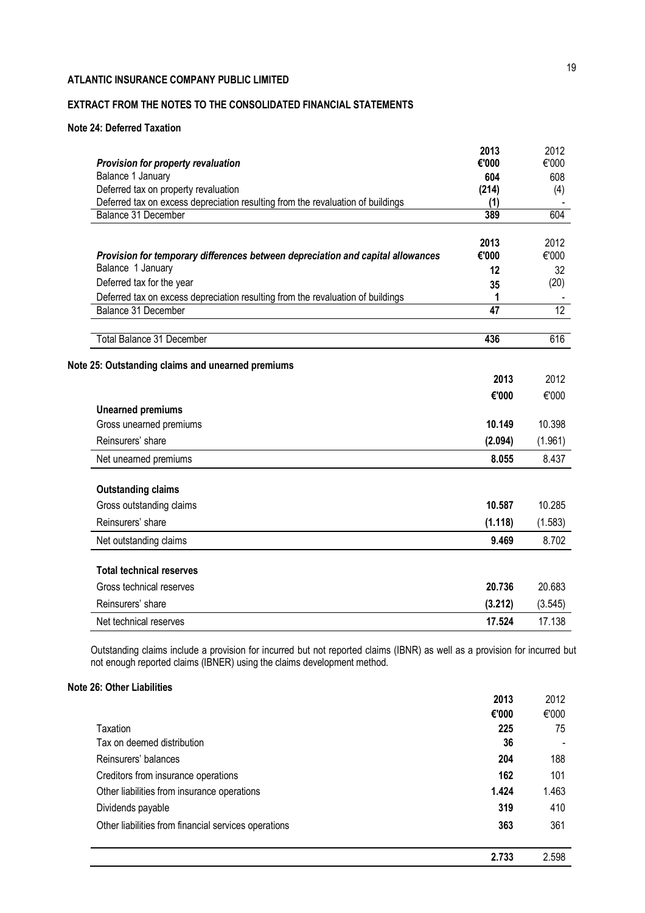**ATLANTIC INSURANCE COMPANY PUBLIC LIMITED**

**EXTRACT FROM THE NOTES TO THE CONSOLIDATED FINANCIAL STATEMENTS**

**Note 24: Deferred Taxation**

| ***Provision for property revaluation*** | **2013**<br>**€'000** | 2012<br>€'000 |
|---|---|---|
| Balance 1 January | **604** | 608 |
| Deferred tax on property revaluation | **(214)** | (4) |
| Deferred tax on excess depreciation resulting from the revaluation of buildings | **(1)** | - |
| Balance 31 December | **389** | 604 |

| ***Provision for temporary differences between depreciation and capital allowances*** | **2013**<br>**€'000** | 2012<br>€'000 |
|---|---|---|
| Balance 1 January | **12** | 32 |
| Deferred tax for the year | **35** | (20) |
| Deferred tax on excess depreciation resulting from the revaluation of buildings | **1** | - |
| Balance 31 December | **47** | 12 |
| | | |
| Total Balance 31 December | **436** | 616 |

**Note 25: Outstanding claims and unearned premiums**

| | **2013**<br>**€'000** | 2012<br>€'000 |
|---|---|---|
| **Unearned premiums** | | |
| Gross unearned premiums | **10.149** | 10.398 |
| Reinsurers' share | **(2.094)** | (1.961) |
| Net unearned premiums | **8.055** | 8.437 |
| | | |
| **Outstanding claims** | | |
| Gross outstanding claims | **10.587** | 10.285 |
| Reinsurers' share | **(1.118)** | (1.583) |
| Net outstanding claims | **9.469** | 8.702 |
| | | |
| **Total technical reserves** | | |
| Gross technical reserves | **20.736** | 20.683 |
| Reinsurers' share | **(3.212)** | (3.545) |
| Net technical reserves | **17.524** | 17.138 |

Outstanding claims include a provision for incurred but not reported claims (IBNR) as well as a provision for incurred but not enough reported claims (IBNER) using the claims development method.

**Note 26: Other Liabilities**

| | **2013**<br>**€'000** | 2012<br>€'000 |
|---|---|---|
| Taxation | **225** | 75 |
| Tax on deemed distribution | **36** | - |
| Reinsurers' balances | **204** | 188 |
| Creditors from insurance operations | **162** | 101 |
| Other liabilities from insurance operations | **1.424** | 1.463 |
| Dividends payable | **319** | 410 |
| Other liabilities from financial services operations | **363** | 361 |
| | **2.733** | 2.598 |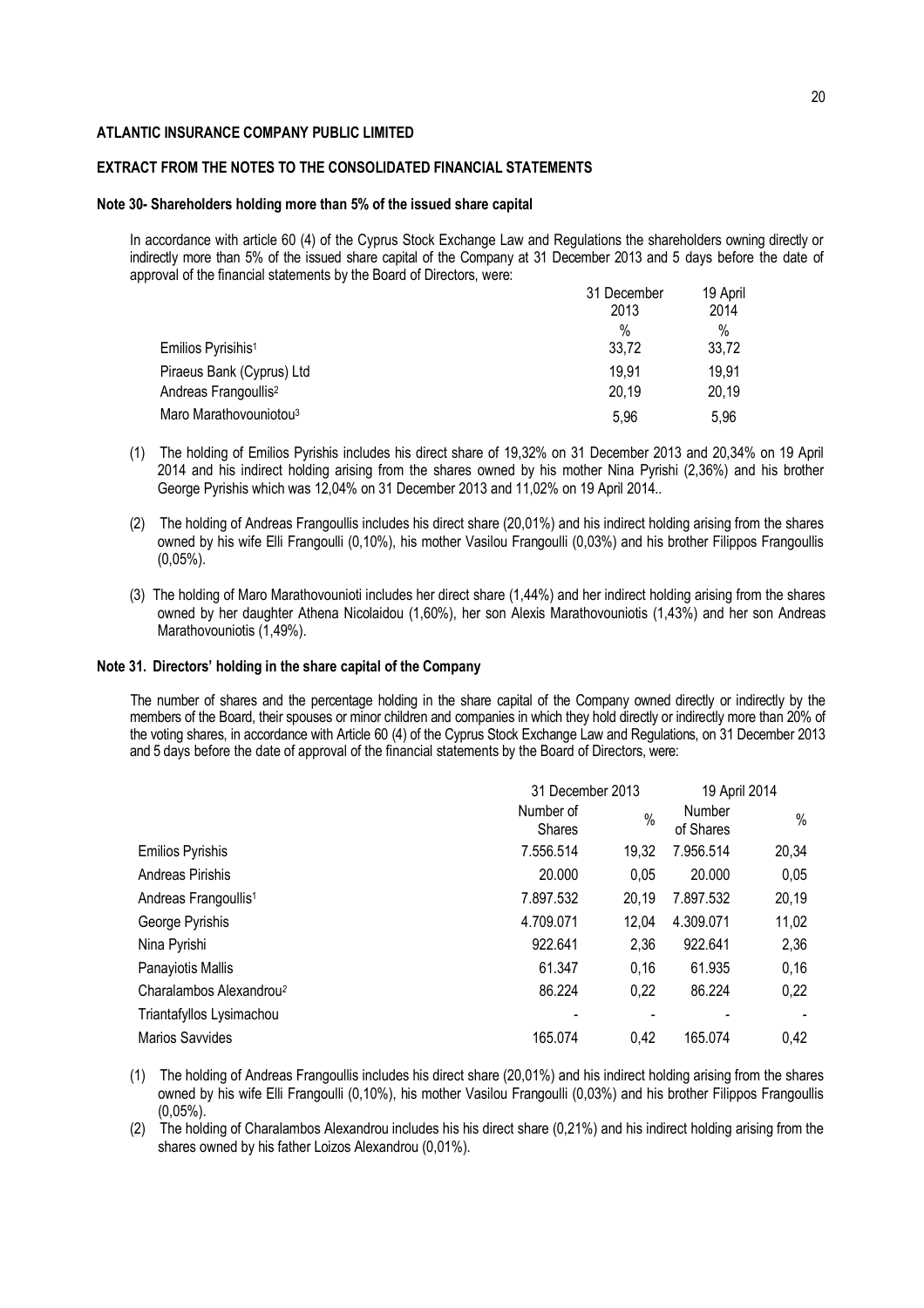**ATLANTIC INSURANCE COMPANY PUBLIC LIMITED**

**EXTRACT FROM THE NOTES TO THE CONSOLIDATED FINANCIAL STATEMENTS**

**Note 30- Shareholders holding more than 5% of the issued share capital**

In accordance with article 60 (4) of the Cyprus Stock Exchange Law and Regulations the shareholders owning directly or indirectly more than 5% of the issued share capital of the Company at 31 December 2013 and 5 days before the date of approval of the financial statements by the Board of Directors, were:

| | 31 December 2013 | 19 April 2014 |
|---|---|---|
| | % | % |
| Emilios Pyrisihis[1] | 33,72 | 33,72 |
| Piraeus Bank (Cyprus) Ltd | 19,91 | 19,91 |
| Andreas Frangoullis[2] | 20,19 | 20,19 |
| Maro Marathovouniotou[3] | 5,96 | 5,96 |

(1) The holding of Emilios Pyrishis includes his direct share of 19,32% on 31 December 2013 and 20,34% on 19 April 2014 and his indirect holding arising from the shares owned by his mother Nina Pyrishi (2,36%) and his brother George Pyrishis which was 12,04% on 31 December 2013 and 11,02% on 19 April 2014..

(2) The holding of Andreas Frangoullis includes his direct share (20,01%) and his indirect holding arising from the shares owned by his wife Elli Frangoulli (0,10%), his mother Vasilou Frangoulli (0,03%) and his brother Filippos Frangoullis (0,05%).

(3) The holding of Maro Marathovounioti includes her direct share (1,44%) and her indirect holding arising from the shares owned by her daughter Athena Nicolaidou (1,60%), her son Alexis Marathovouniotis (1,43%) and her son Andreas Marathovouniotis (1,49%).

**Note 31. Directors' holding in the share capital of the Company**

The number of shares and the percentage holding in the share capital of the Company owned directly or indirectly by the members of the Board, their spouses or minor children and companies in which they hold directly or indirectly more than 20% of the voting shares, in accordance with Article 60 (4) of the Cyprus Stock Exchange Law and Regulations, on 31 December 2013 and 5 days before the date of approval of the financial statements by the Board of Directors, were:

| | 31 December 2013 | | 19 April 2014 | |
|---|---|---|---|---|
| | Number of Shares | % | Number of Shares | % |
| Emilios Pyrishis | 7.556.514 | 19,32 | 7.956.514 | 20,34 |
| Andreas Pirishis | 20.000 | 0,05 | 20.000 | 0,05 |
| Andreas Frangoullis[1] | 7.897.532 | 20,19 | 7.897.532 | 20,19 |
| George Pyrishis | 4.709.071 | 12,04 | 4.309.071 | 11,02 |
| Nina Pyrishi | 922.641 | 2,36 | 922.641 | 2,36 |
| Panayiotis Mallis | 61.347 | 0,16 | 61.935 | 0,16 |
| Charalambos Alexandrou[2] | 86.224 | 0,22 | 86.224 | 0,22 |
| Triantafyllos Lysimachou | - | - | - | - |
| Marios Savvides | 165.074 | 0,42 | 165.074 | 0,42 |

(1) The holding of Andreas Frangoullis includes his direct share (20,01%) and his indirect holding arising from the shares owned by his wife Elli Frangoulli (0,10%), his mother Vasilou Frangoulli (0,03%) and his brother Filippos Frangoullis (0,05%).

(2) The holding of Charalambos Alexandrou includes his his direct share (0,21%) and his indirect holding arising from the shares owned by his father Loizos Alexandrou (0,01%).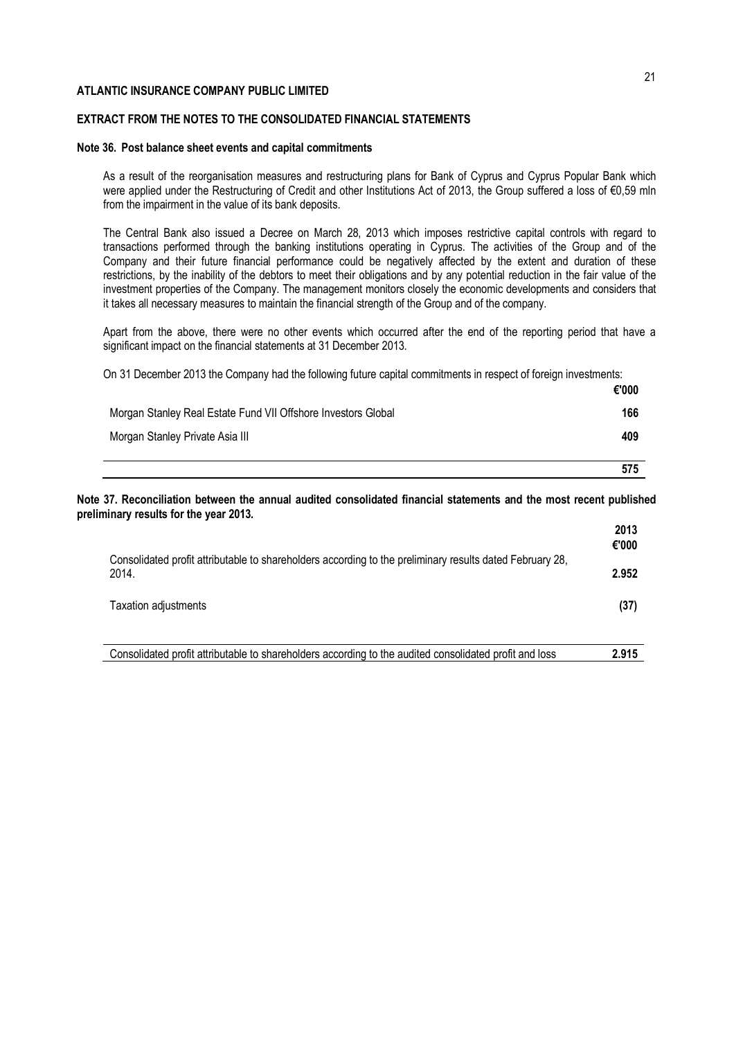**ATLANTIC INSURANCE COMPANY PUBLIC LIMITED**

**EXTRACT FROM THE NOTES TO THE CONSOLIDATED FINANCIAL STATEMENTS**

**Note 36. Post balance sheet events and capital commitments**

As a result of the reorganisation measures and restructuring plans for Bank of Cyprus and Cyprus Popular Bank which were applied under the Restructuring of Credit and other Institutions Act of 2013, the Group suffered a loss of €0,59 mln from the impairment in the value of its bank deposits.

The Central Bank also issued a Decree on March 28, 2013 which imposes restrictive capital controls with regard to transactions performed through the banking institutions operating in Cyprus. The activities of the Group and of the Company and their future financial performance could be negatively affected by the extent and duration of these restrictions, by the inability of the debtors to meet their obligations and by any potential reduction in the fair value of the investment properties of the Company. The management monitors closely the economic developments and considers that it takes all necessary measures to maintain the financial strength of the Group and of the company.

Apart from the above, there were no other events which occurred after the end of the reporting period that have a significant impact on the financial statements at 31 December 2013.

On 31 December 2013 the Company had the following future capital commitments in respect of foreign investments:

| | €'000 |
|---|---|
| Morgan Stanley Real Estate Fund VII Offshore Investors Global | **166** |
| Morgan Stanley Private Asia III | **409** |
| | **575** |

**Note 37. Reconciliation between the annual audited consolidated financial statements and the most recent published preliminary results for the year 2013.**

| | 2013 €'000 |
|---|---|
| Consolidated profit attributable to shareholders according to the preliminary results dated February 28, 2014. | **2.952** |
| Taxation adjustments | **(37)** |
| Consolidated profit attributable to shareholders according to the audited consolidated profit and loss | **2.915** |